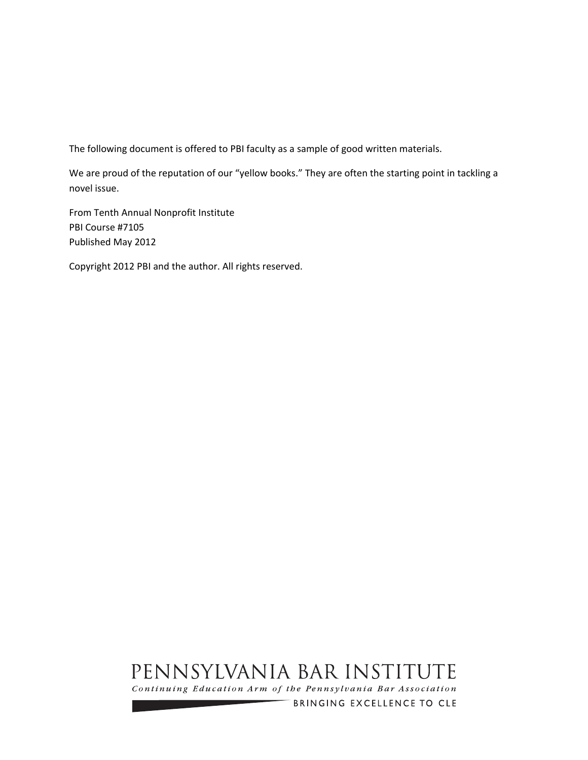The following document is offered to PBI faculty as a sample of good written materials.

We are proud of the reputation of our "yellow books." They are often the starting point in tackling a novel issue.

From Tenth Annual Nonprofit Institute
PBI Course #7105
Published May 2012

Copyright 2012 PBI and the author. All rights reserved.

PENNSYLVANIA BAR INSTITUTE

*Continuing Education Arm of the Pennsylvania Bar Association*

BRINGING EXCELLENCE TO CLE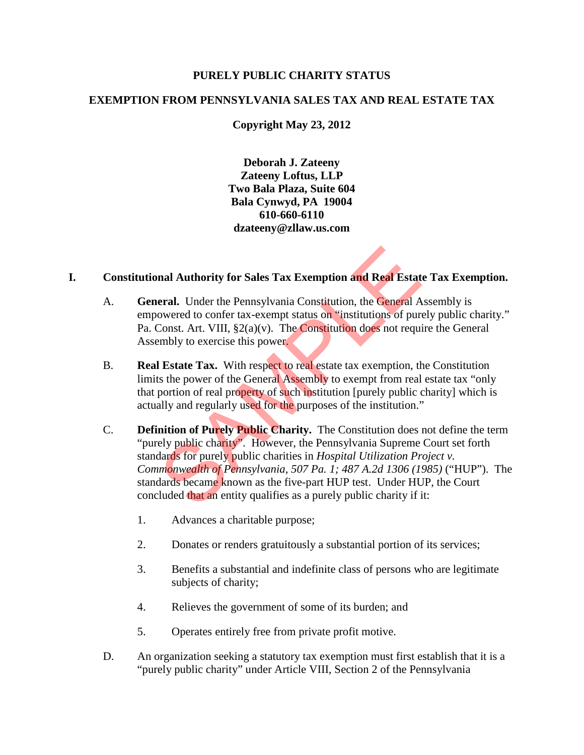**PURELY PUBLIC CHARITY STATUS**

**EXEMPTION FROM PENNSYLVANIA SALES TAX AND REAL ESTATE TAX**

**Copyright May 23, 2012**

**Deborah J. Zateeny**
**Zateeny Loftus, LLP**
**Two Bala Plaza, Suite 604**
**Bala Cynwyd, PA 19004**
**610-660-6110**
**dzateeny@zllaw.us.com**

## I. Constitutional Authority for Sales Tax Exemption and Real Estate Tax Exemption.

A. **General.** Under the Pennsylvania Constitution, the General Assembly is empowered to confer tax-exempt status on "institutions of purely public charity." Pa. Const. Art. VIII, §2(a)(v). The Constitution does not require the General Assembly to exercise this power.

B. **Real Estate Tax.** With respect to real estate tax exemption, the Constitution limits the power of the General Assembly to exempt from real estate tax "only that portion of real property of such institution [purely public charity] which is actually and regularly used for the purposes of the institution."

C. **Definition of Purely Public Charity.** The Constitution does not define the term "purely public charity". However, the Pennsylvania Supreme Court set forth standards for purely public charities in *Hospital Utilization Project v. Commonwealth of Pennsylvania, 507 Pa. 1; 487 A.2d 1306 (1985)* ("HUP"). The standards became known as the five-part HUP test. Under HUP, the Court concluded that an entity qualifies as a purely public charity if it:

1. Advances a charitable purpose;

2. Donates or renders gratuitously a substantial portion of its services;

3. Benefits a substantial and indefinite class of persons who are legitimate subjects of charity;

4. Relieves the government of some of its burden; and

5. Operates entirely free from private profit motive.

D. An organization seeking a statutory tax exemption must first establish that it is a "purely public charity" under Article VIII, Section 2 of the Pennsylvania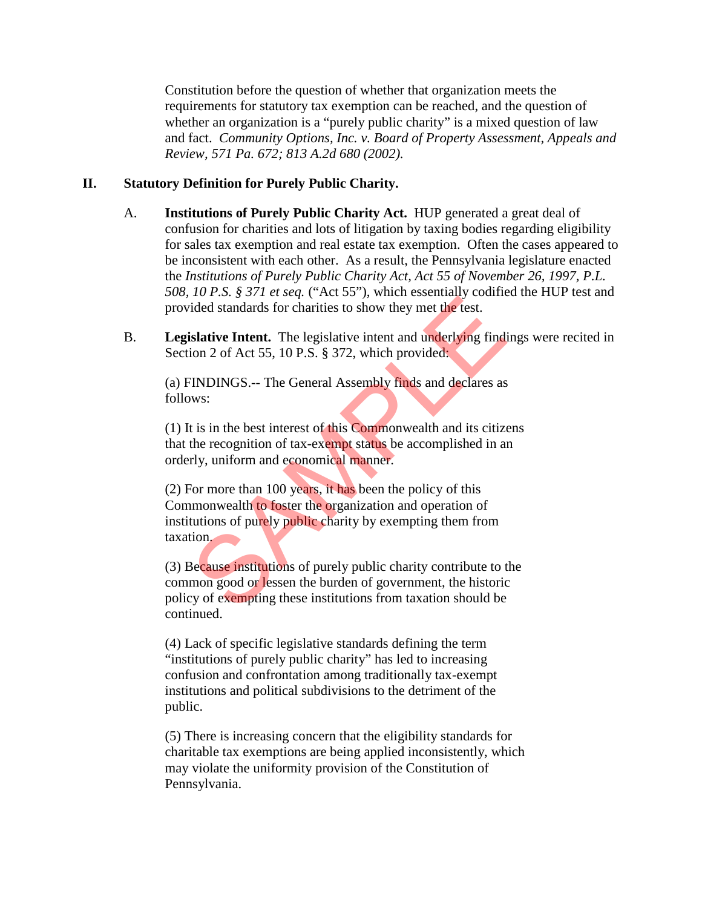Constitution before the question of whether that organization meets the requirements for statutory tax exemption can be reached, and the question of whether an organization is a "purely public charity" is a mixed question of law and fact. *Community Options, Inc. v. Board of Property Assessment, Appeals and Review, 571 Pa. 672; 813 A.2d 680 (2002).*

## II. Statutory Definition for Purely Public Charity.

A. **Institutions of Purely Public Charity Act.** HUP generated a great deal of confusion for charities and lots of litigation by taxing bodies regarding eligibility for sales tax exemption and real estate tax exemption. Often the cases appeared to be inconsistent with each other. As a result, the Pennsylvania legislature enacted the *Institutions of Purely Public Charity Act, Act 55 of November 26, 1997, P.L. 508, 10 P.S. § 371 et seq.* ("Act 55"), which essentially codified the HUP test and provided standards for charities to show they met the test.

B. **Legislative Intent.** The legislative intent and underlying findings were recited in Section 2 of Act 55, 10 P.S. § 372, which provided:

(a) FINDINGS.-- The General Assembly finds and declares as follows:

(1) It is in the best interest of this Commonwealth and its citizens that the recognition of tax-exempt status be accomplished in an orderly, uniform and economical manner.

(2) For more than 100 years, it has been the policy of this Commonwealth to foster the organization and operation of institutions of purely public charity by exempting them from taxation.

(3) Because institutions of purely public charity contribute to the common good or lessen the burden of government, the historic policy of exempting these institutions from taxation should be continued.

(4) Lack of specific legislative standards defining the term "institutions of purely public charity" has led to increasing confusion and confrontation among traditionally tax-exempt institutions and political subdivisions to the detriment of the public.

(5) There is increasing concern that the eligibility standards for charitable tax exemptions are being applied inconsistently, which may violate the uniformity provision of the Constitution of Pennsylvania.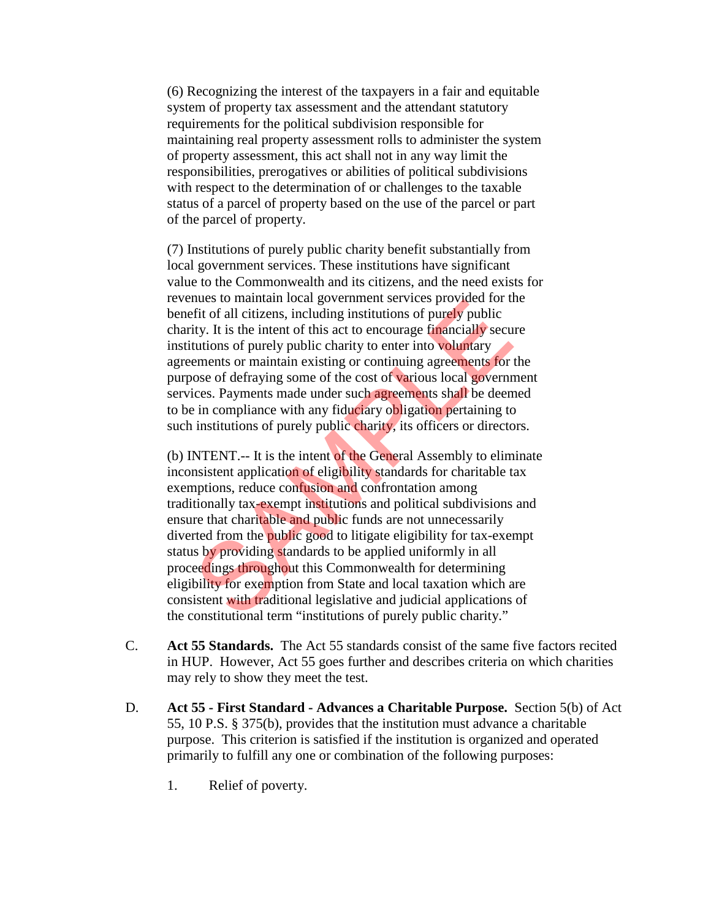(6) Recognizing the interest of the taxpayers in a fair and equitable system of property tax assessment and the attendant statutory requirements for the political subdivision responsible for maintaining real property assessment rolls to administer the system of property assessment, this act shall not in any way limit the responsibilities, prerogatives or abilities of political subdivisions with respect to the determination of or challenges to the taxable status of a parcel of property based on the use of the parcel or part of the parcel of property.

(7) Institutions of purely public charity benefit substantially from local government services. These institutions have significant value to the Commonwealth and its citizens, and the need exists for revenues to maintain local government services provided for the benefit of all citizens, including institutions of purely public charity. It is the intent of this act to encourage financially secure institutions of purely public charity to enter into voluntary agreements or maintain existing or continuing agreements for the purpose of defraying some of the cost of various local government services. Payments made under such agreements shall be deemed to be in compliance with any fiduciary obligation pertaining to such institutions of purely public charity, its officers or directors.

(b) INTENT.-- It is the intent of the General Assembly to eliminate inconsistent application of eligibility standards for charitable tax exemptions, reduce confusion and confrontation among traditionally tax-exempt institutions and political subdivisions and ensure that charitable and public funds are not unnecessarily diverted from the public good to litigate eligibility for tax-exempt status by providing standards to be applied uniformly in all proceedings throughout this Commonwealth for determining eligibility for exemption from State and local taxation which are consistent with traditional legislative and judicial applications of the constitutional term "institutions of purely public charity."

C. **Act 55 Standards.** The Act 55 standards consist of the same five factors recited in HUP. However, Act 55 goes further and describes criteria on which charities may rely to show they meet the test.

D. **Act 55 - First Standard - Advances a Charitable Purpose.** Section 5(b) of Act 55, 10 P.S. § 375(b), provides that the institution must advance a charitable purpose. This criterion is satisfied if the institution is organized and operated primarily to fulfill any one or combination of the following purposes:

1. Relief of poverty.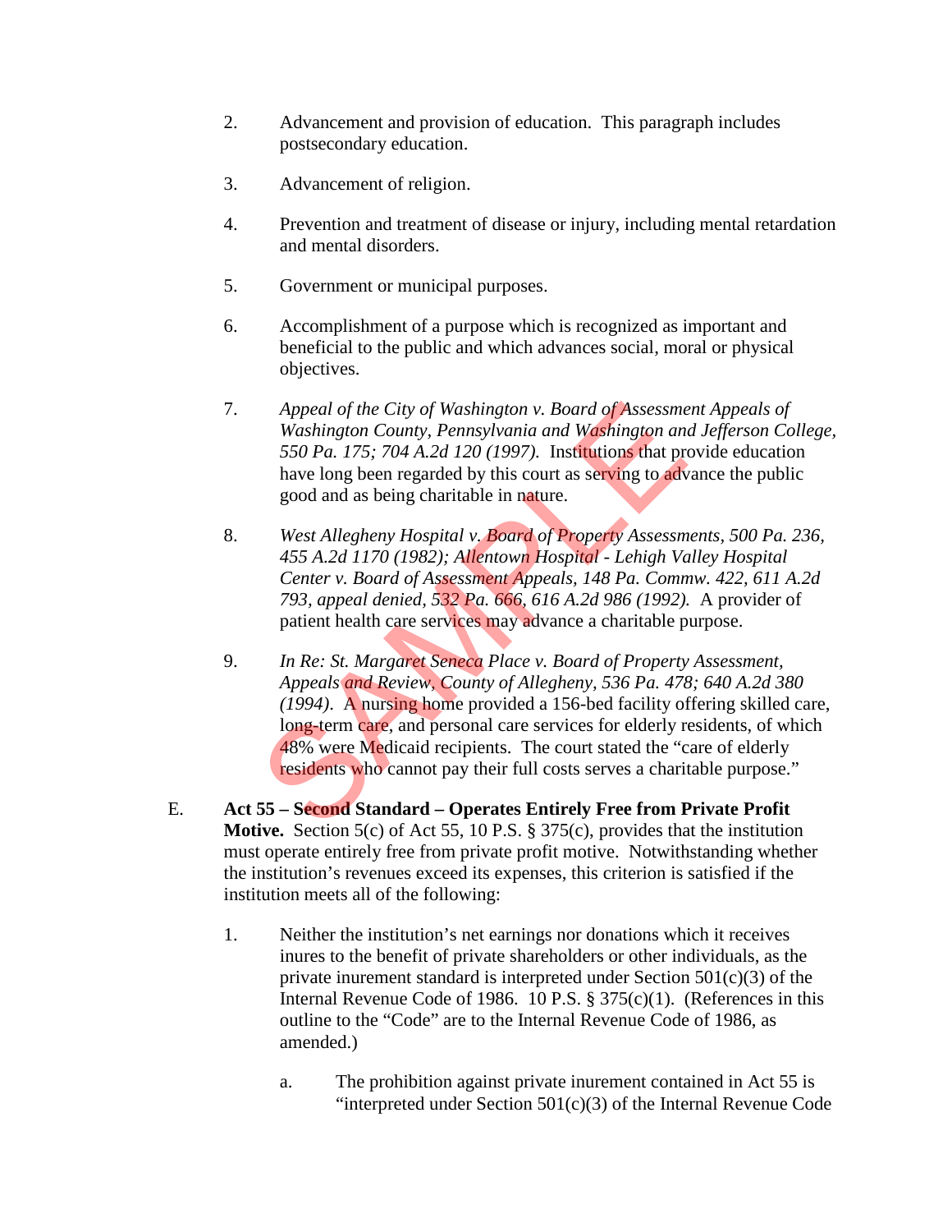2. Advancement and provision of education. This paragraph includes postsecondary education.

3. Advancement of religion.

4. Prevention and treatment of disease or injury, including mental retardation and mental disorders.

5. Government or municipal purposes.

6. Accomplishment of a purpose which is recognized as important and beneficial to the public and which advances social, moral or physical objectives.

7. *Appeal of the City of Washington v. Board of Assessment Appeals of Washington County, Pennsylvania and Washington and Jefferson College, 550 Pa. 175; 704 A.2d 120 (1997).* Institutions that provide education have long been regarded by this court as serving to advance the public good and as being charitable in nature.

8. *West Allegheny Hospital v. Board of Property Assessments, 500 Pa. 236, 455 A.2d 1170 (1982); Allentown Hospital - Lehigh Valley Hospital Center v. Board of Assessment Appeals, 148 Pa. Commw. 422, 611 A.2d 793, appeal denied, 532 Pa. 666, 616 A.2d 986 (1992).* A provider of patient health care services may advance a charitable purpose.

9. *In Re: St. Margaret Seneca Place v. Board of Property Assessment, Appeals and Review, County of Allegheny, 536 Pa. 478; 640 A.2d 380 (1994)*. A nursing home provided a 156-bed facility offering skilled care, long-term care, and personal care services for elderly residents, of which 48% were Medicaid recipients. The court stated the "care of elderly residents who cannot pay their full costs serves a charitable purpose."

E. **Act 55 – Second Standard – Operates Entirely Free from Private Profit Motive.** Section 5(c) of Act 55, 10 P.S. § 375(c), provides that the institution must operate entirely free from private profit motive. Notwithstanding whether the institution's revenues exceed its expenses, this criterion is satisfied if the institution meets all of the following:

   1. Neither the institution's net earnings nor donations which it receives inures to the benefit of private shareholders or other individuals, as the private inurement standard is interpreted under Section 501(c)(3) of the Internal Revenue Code of 1986. 10 P.S. § 375(c)(1). (References in this outline to the "Code" are to the Internal Revenue Code of 1986, as amended.)

      a. The prohibition against private inurement contained in Act 55 is "interpreted under Section 501(c)(3) of the Internal Revenue Code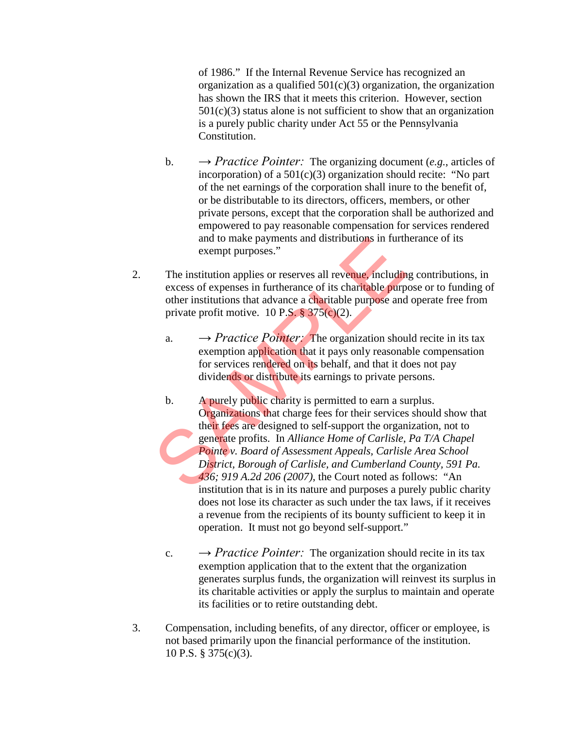of 1986." If the Internal Revenue Service has recognized an organization as a qualified 501(c)(3) organization, the organization has shown the IRS that it meets this criterion. However, section 501(c)(3) status alone is not sufficient to show that an organization is a purely public charity under Act 55 or the Pennsylvania Constitution.

b. → *Practice Pointer:* The organizing document (*e.g.*, articles of incorporation) of a 501(c)(3) organization should recite: "No part of the net earnings of the corporation shall inure to the benefit of, or be distributable to its directors, officers, members, or other private persons, except that the corporation shall be authorized and empowered to pay reasonable compensation for services rendered and to make payments and distributions in furtherance of its exempt purposes."

2. The institution applies or reserves all revenue, including contributions, in excess of expenses in furtherance of its charitable purpose or to funding of other institutions that advance a charitable purpose and operate free from private profit motive. 10 P.S. § 375(c)(2).

   a. → *Practice Pointer:* The organization should recite in its tax exemption application that it pays only reasonable compensation for services rendered on its behalf, and that it does not pay dividends or distribute its earnings to private persons.

   b. A purely public charity is permitted to earn a surplus. Organizations that charge fees for their services should show that their fees are designed to self-support the organization, not to generate profits. In *Alliance Home of Carlisle, Pa T/A Chapel Pointe v. Board of Assessment Appeals, Carlisle Area School District, Borough of Carlisle, and Cumberland County, 591 Pa. 436; 919 A.2d 206 (2007)*, the Court noted as follows: "An institution that is in its nature and purposes a purely public charity does not lose its character as such under the tax laws, if it receives a revenue from the recipients of its bounty sufficient to keep it in operation. It must not go beyond self-support."

   c. → *Practice Pointer:* The organization should recite in its tax exemption application that to the extent that the organization generates surplus funds, the organization will reinvest its surplus in its charitable activities or apply the surplus to maintain and operate its facilities or to retire outstanding debt.

3. Compensation, including benefits, of any director, officer or employee, is not based primarily upon the financial performance of the institution. 10 P.S. § 375(c)(3).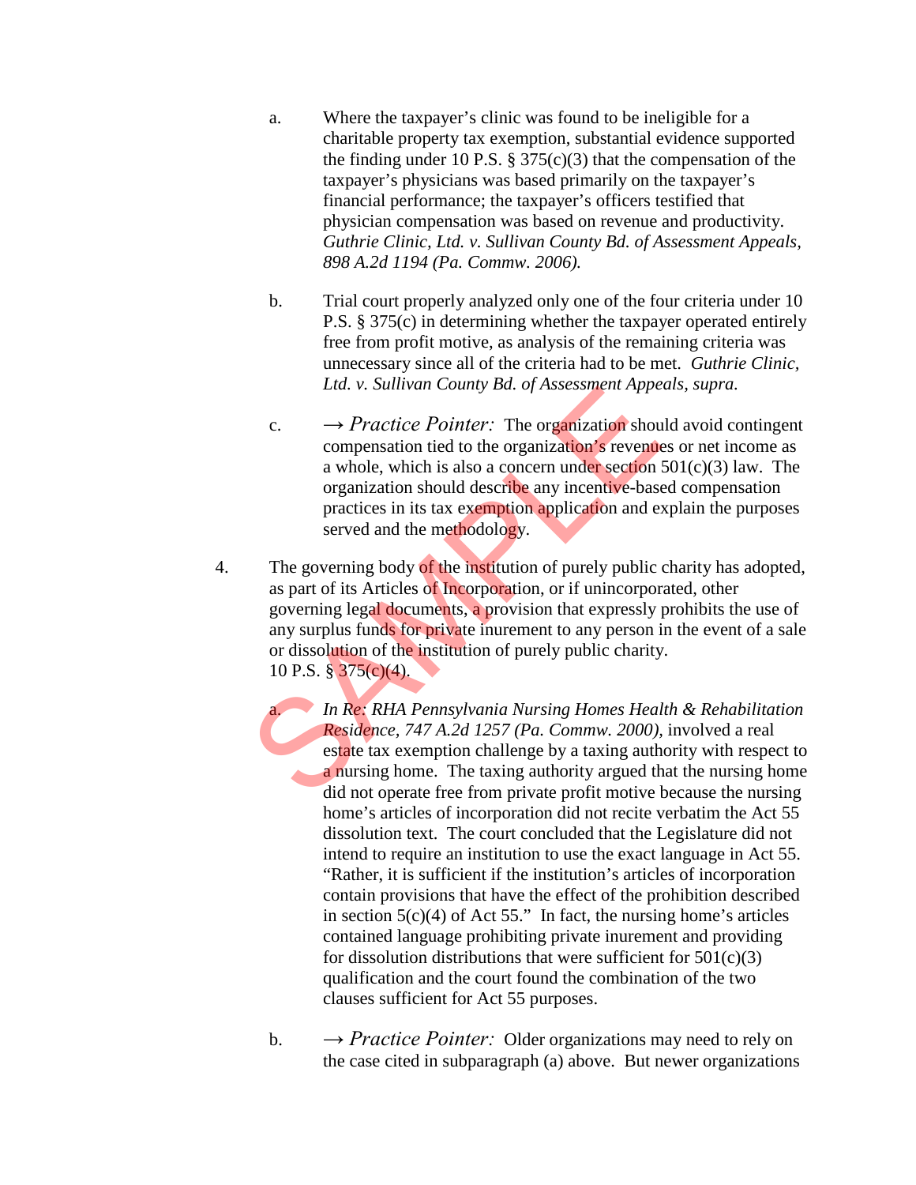a. Where the taxpayer's clinic was found to be ineligible for a charitable property tax exemption, substantial evidence supported the finding under 10 P.S. § 375(c)(3) that the compensation of the taxpayer's physicians was based primarily on the taxpayer's financial performance; the taxpayer's officers testified that physician compensation was based on revenue and productivity. *Guthrie Clinic, Ltd. v. Sullivan County Bd. of Assessment Appeals, 898 A.2d 1194 (Pa. Commw. 2006).*

b. Trial court properly analyzed only one of the four criteria under 10 P.S. § 375(c) in determining whether the taxpayer operated entirely free from profit motive, as analysis of the remaining criteria was unnecessary since all of the criteria had to be met. *Guthrie Clinic, Ltd. v. Sullivan County Bd. of Assessment Appeals, supra.*

c. → *Practice Pointer:* The organization should avoid contingent compensation tied to the organization's revenues or net income as a whole, which is also a concern under section 501(c)(3) law. The organization should describe any incentive-based compensation practices in its tax exemption application and explain the purposes served and the methodology.

4. The governing body of the institution of purely public charity has adopted, as part of its Articles of Incorporation, or if unincorporated, other governing legal documents, a provision that expressly prohibits the use of any surplus funds for private inurement to any person in the event of a sale or dissolution of the institution of purely public charity. 10 P.S. § 375(c)(4).

   a. *In Re: RHA Pennsylvania Nursing Homes Health & Rehabilitation Residence, 747 A.2d 1257 (Pa. Commw. 2000)*, involved a real estate tax exemption challenge by a taxing authority with respect to a nursing home. The taxing authority argued that the nursing home did not operate free from private profit motive because the nursing home's articles of incorporation did not recite verbatim the Act 55 dissolution text. The court concluded that the Legislature did not intend to require an institution to use the exact language in Act 55. "Rather, it is sufficient if the institution's articles of incorporation contain provisions that have the effect of the prohibition described in section 5(c)(4) of Act 55." In fact, the nursing home's articles contained language prohibiting private inurement and providing for dissolution distributions that were sufficient for 501(c)(3) qualification and the court found the combination of the two clauses sufficient for Act 55 purposes.

   b. → *Practice Pointer:* Older organizations may need to rely on the case cited in subparagraph (a) above. But newer organizations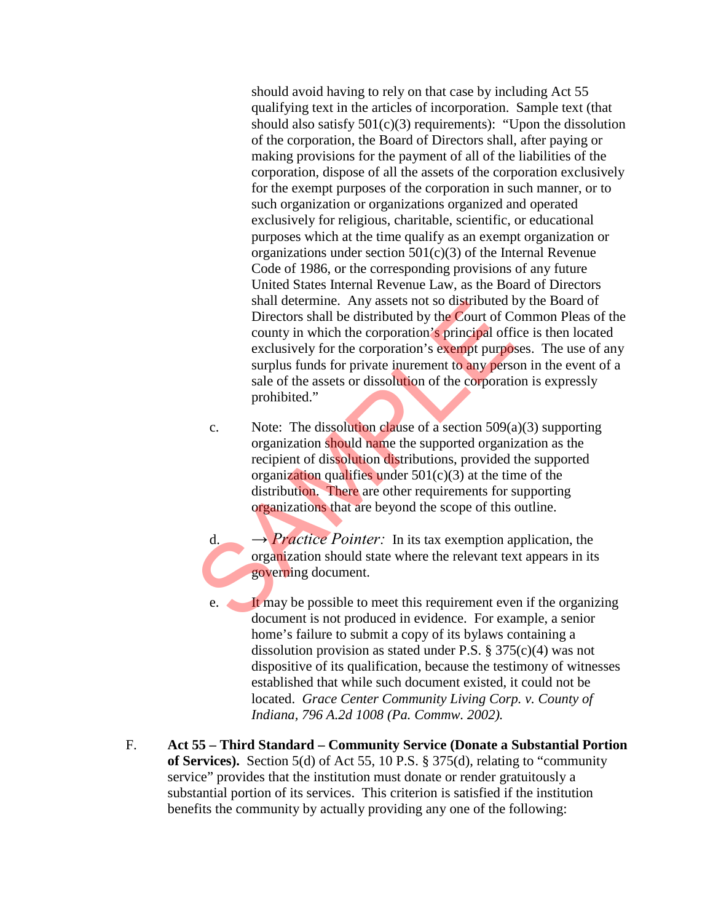should avoid having to rely on that case by including Act 55 qualifying text in the articles of incorporation. Sample text (that should also satisfy 501(c)(3) requirements): "Upon the dissolution of the corporation, the Board of Directors shall, after paying or making provisions for the payment of all of the liabilities of the corporation, dispose of all the assets of the corporation exclusively for the exempt purposes of the corporation in such manner, or to such organization or organizations organized and operated exclusively for religious, charitable, scientific, or educational purposes which at the time qualify as an exempt organization or organizations under section 501(c)(3) of the Internal Revenue Code of 1986, or the corresponding provisions of any future United States Internal Revenue Law, as the Board of Directors shall determine. Any assets not so distributed by the Board of Directors shall be distributed by the Court of Common Pleas of the county in which the corporation's principal office is then located exclusively for the corporation's exempt purposes. The use of any surplus funds for private inurement to any person in the event of a sale of the assets or dissolution of the corporation is expressly prohibited."

c. Note: The dissolution clause of a section 509(a)(3) supporting organization should name the supported organization as the recipient of dissolution distributions, provided the supported organization qualifies under 501(c)(3) at the time of the distribution. There are other requirements for supporting organizations that are beyond the scope of this outline.

d. → *Practice Pointer:* In its tax exemption application, the organization should state where the relevant text appears in its governing document.

e. It may be possible to meet this requirement even if the organizing document is not produced in evidence. For example, a senior home's failure to submit a copy of its bylaws containing a dissolution provision as stated under P.S. § 375(c)(4) was not dispositive of its qualification, because the testimony of witnesses established that while such document existed, it could not be located. *Grace Center Community Living Corp. v. County of Indiana, 796 A.2d 1008 (Pa. Commw. 2002).*

F. **Act 55 – Third Standard – Community Service (Donate a Substantial Portion of Services).** Section 5(d) of Act 55, 10 P.S. § 375(d), relating to "community service" provides that the institution must donate or render gratuitously a substantial portion of its services. This criterion is satisfied if the institution benefits the community by actually providing any one of the following: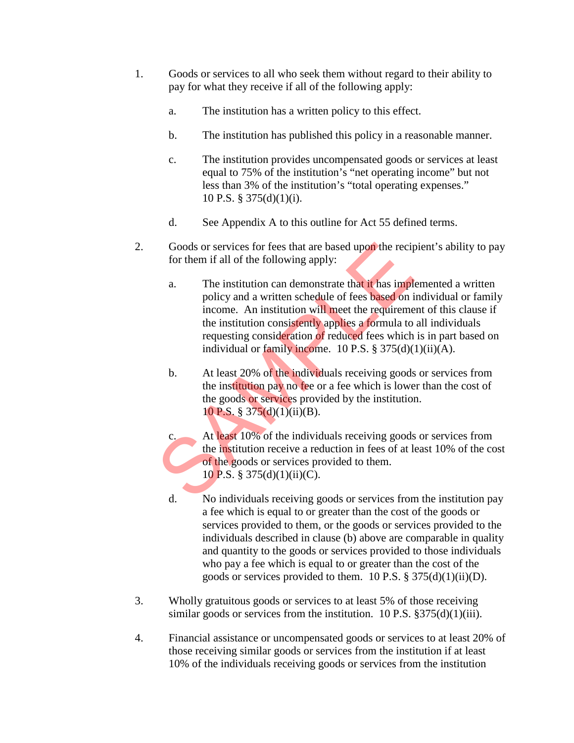1. Goods or services to all who seek them without regard to their ability to pay for what they receive if all of the following apply:

    a. The institution has a written policy to this effect.

    b. The institution has published this policy in a reasonable manner.

    c. The institution provides uncompensated goods or services at least equal to 75% of the institution's "net operating income" but not less than 3% of the institution's "total operating expenses." 10 P.S. § 375(d)(1)(i).

    d. See Appendix A to this outline for Act 55 defined terms.

2. Goods or services for fees that are based upon the recipient's ability to pay for them if all of the following apply:

    a. The institution can demonstrate that it has implemented a written policy and a written schedule of fees based on individual or family income. An institution will meet the requirement of this clause if the institution consistently applies a formula to all individuals requesting consideration of reduced fees which is in part based on individual or family income. 10 P.S. § 375(d)(1)(ii)(A).

    b. At least 20% of the individuals receiving goods or services from the institution pay no fee or a fee which is lower than the cost of the goods or services provided by the institution. 10 P.S. § 375(d)(1)(ii)(B).

    c. At least 10% of the individuals receiving goods or services from the institution receive a reduction in fees of at least 10% of the cost of the goods or services provided to them. 10 P.S. § 375(d)(1)(ii)(C).

    d. No individuals receiving goods or services from the institution pay a fee which is equal to or greater than the cost of the goods or services provided to them, or the goods or services provided to the individuals described in clause (b) above are comparable in quality and quantity to the goods or services provided to those individuals who pay a fee which is equal to or greater than the cost of the goods or services provided to them. 10 P.S. § 375(d)(1)(ii)(D).

3. Wholly gratuitous goods or services to at least 5% of those receiving similar goods or services from the institution. 10 P.S. §375(d)(1)(iii).

4. Financial assistance or uncompensated goods or services to at least 20% of those receiving similar goods or services from the institution if at least 10% of the individuals receiving goods or services from the institution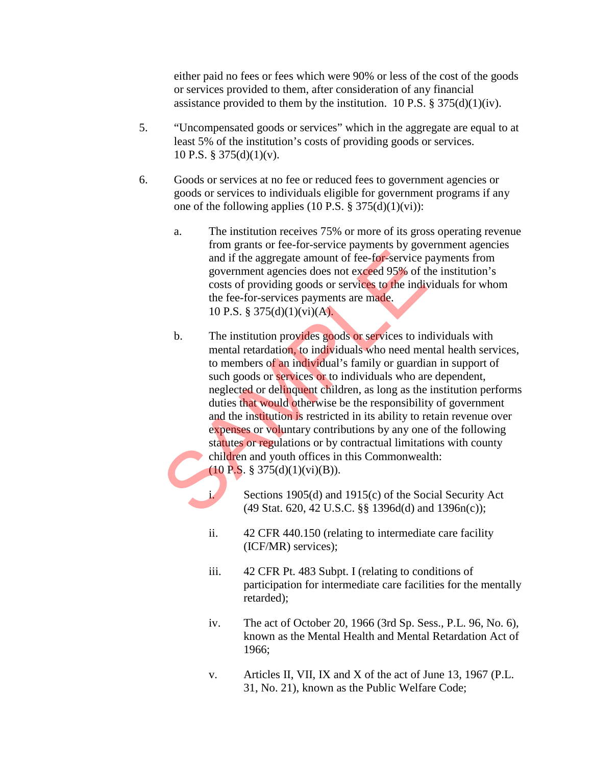either paid no fees or fees which were 90% or less of the cost of the goods or services provided to them, after consideration of any financial assistance provided to them by the institution. 10 P.S. § 375(d)(1)(iv).

5. "Uncompensated goods or services" which in the aggregate are equal to at least 5% of the institution's costs of providing goods or services. 10 P.S. § 375(d)(1)(v).

6. Goods or services at no fee or reduced fees to government agencies or goods or services to individuals eligible for government programs if any one of the following applies (10 P.S. § 375(d)(1)(vi)):

   a. The institution receives 75% or more of its gross operating revenue from grants or fee-for-service payments by government agencies and if the aggregate amount of fee-for-service payments from government agencies does not exceed 95% of the institution's costs of providing goods or services to the individuals for whom the fee-for-services payments are made. 10 P.S. § 375(d)(1)(vi)(A).

   b. The institution provides goods or services to individuals with mental retardation, to individuals who need mental health services, to members of an individual's family or guardian in support of such goods or services or to individuals who are dependent, neglected or delinquent children, as long as the institution performs duties that would otherwise be the responsibility of government and the institution is restricted in its ability to retain revenue over expenses or voluntary contributions by any one of the following statutes or regulations or by contractual limitations with county children and youth offices in this Commonwealth: (10 P.S. § 375(d)(1)(vi)(B)).

      i. Sections 1905(d) and 1915(c) of the Social Security Act (49 Stat. 620, 42 U.S.C. §§ 1396d(d) and 1396n(c));

      ii. 42 CFR 440.150 (relating to intermediate care facility (ICF/MR) services);

      iii. 42 CFR Pt. 483 Subpt. I (relating to conditions of participation for intermediate care facilities for the mentally retarded);

      iv. The act of October 20, 1966 (3rd Sp. Sess., P.L. 96, No. 6), known as the Mental Health and Mental Retardation Act of 1966;

      v. Articles II, VII, IX and X of the act of June 13, 1967 (P.L. 31, No. 21), known as the Public Welfare Code;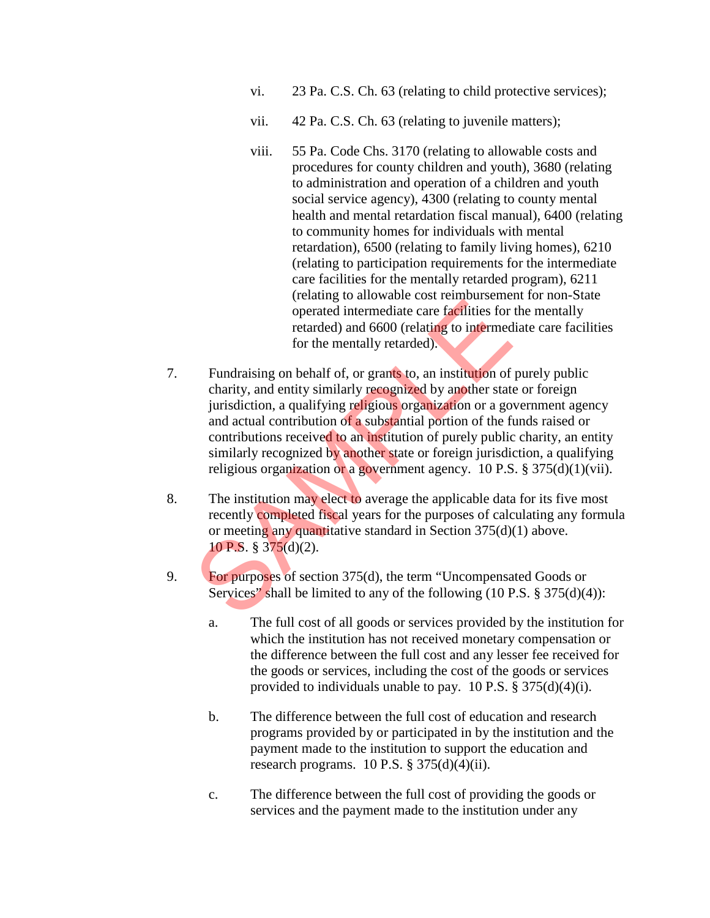vi. 23 Pa. C.S. Ch. 63 (relating to child protective services);

vii. 42 Pa. C.S. Ch. 63 (relating to juvenile matters);

viii. 55 Pa. Code Chs. 3170 (relating to allowable costs and procedures for county children and youth), 3680 (relating to administration and operation of a children and youth social service agency), 4300 (relating to county mental health and mental retardation fiscal manual), 6400 (relating to community homes for individuals with mental retardation), 6500 (relating to family living homes), 6210 (relating to participation requirements for the intermediate care facilities for the mentally retarded program), 6211 (relating to allowable cost reimbursement for non-State operated intermediate care facilities for the mentally retarded) and 6600 (relating to intermediate care facilities for the mentally retarded).

7. Fundraising on behalf of, or grants to, an institution of purely public charity, and entity similarly recognized by another state or foreign jurisdiction, a qualifying religious organization or a government agency and actual contribution of a substantial portion of the funds raised or contributions received to an institution of purely public charity, an entity similarly recognized by another state or foreign jurisdiction, a qualifying religious organization or a government agency. 10 P.S. § 375(d)(1)(vii).

8. The institution may elect to average the applicable data for its five most recently completed fiscal years for the purposes of calculating any formula or meeting any quantitative standard in Section 375(d)(1) above. 10 P.S. § 375(d)(2).

9. For purposes of section 375(d), the term "Uncompensated Goods or Services" shall be limited to any of the following (10 P.S. § 375(d)(4)):

   a. The full cost of all goods or services provided by the institution for which the institution has not received monetary compensation or the difference between the full cost and any lesser fee received for the goods or services, including the cost of the goods or services provided to individuals unable to pay. 10 P.S. § 375(d)(4)(i).

   b. The difference between the full cost of education and research programs provided by or participated in by the institution and the payment made to the institution to support the education and research programs. 10 P.S. § 375(d)(4)(ii).

   c. The difference between the full cost of providing the goods or services and the payment made to the institution under any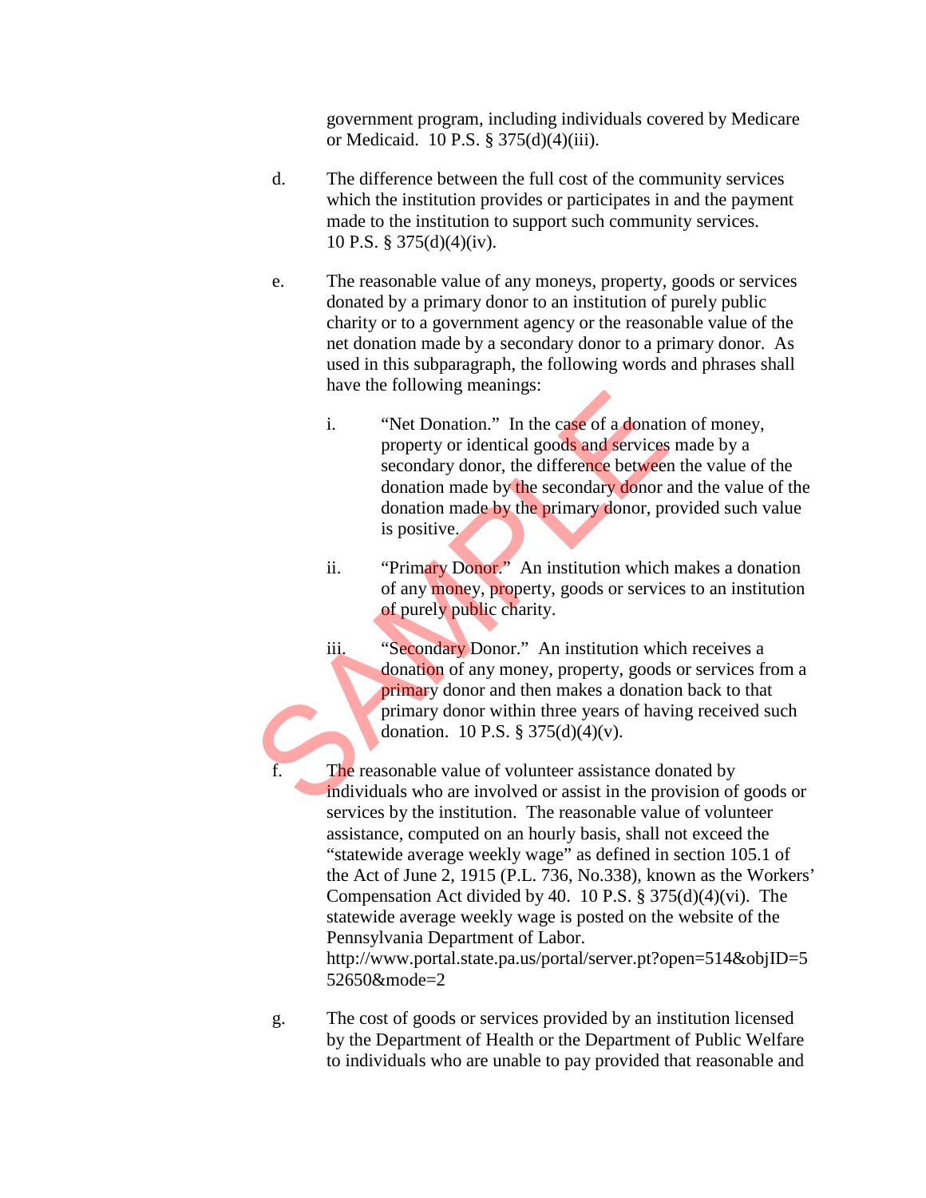government program, including individuals covered by Medicare or Medicaid. 10 P.S. § 375(d)(4)(iii).

d. The difference between the full cost of the community services which the institution provides or participates in and the payment made to the institution to support such community services. 10 P.S. § 375(d)(4)(iv).

e. The reasonable value of any moneys, property, goods or services donated by a primary donor to an institution of purely public charity or to a government agency or the reasonable value of the net donation made by a secondary donor to a primary donor. As used in this subparagraph, the following words and phrases shall have the following meanings:

   i. "Net Donation." In the case of a donation of money, property or identical goods and services made by a secondary donor, the difference between the value of the donation made by the secondary donor and the value of the donation made by the primary donor, provided such value is positive.

   ii. "Primary Donor." An institution which makes a donation of any money, property, goods or services to an institution of purely public charity.

   iii. "Secondary Donor." An institution which receives a donation of any money, property, goods or services from a primary donor and then makes a donation back to that primary donor within three years of having received such donation. 10 P.S. § 375(d)(4)(v).

f. The reasonable value of volunteer assistance donated by individuals who are involved or assist in the provision of goods or services by the institution. The reasonable value of volunteer assistance, computed on an hourly basis, shall not exceed the "statewide average weekly wage" as defined in section 105.1 of the Act of June 2, 1915 (P.L. 736, No.338), known as the Workers' Compensation Act divided by 40. 10 P.S. § 375(d)(4)(vi). The statewide average weekly wage is posted on the website of the Pennsylvania Department of Labor. http://www.portal.state.pa.us/portal/server.pt?open=514&objID=552650&mode=2

g. The cost of goods or services provided by an institution licensed by the Department of Health or the Department of Public Welfare to individuals who are unable to pay provided that reasonable and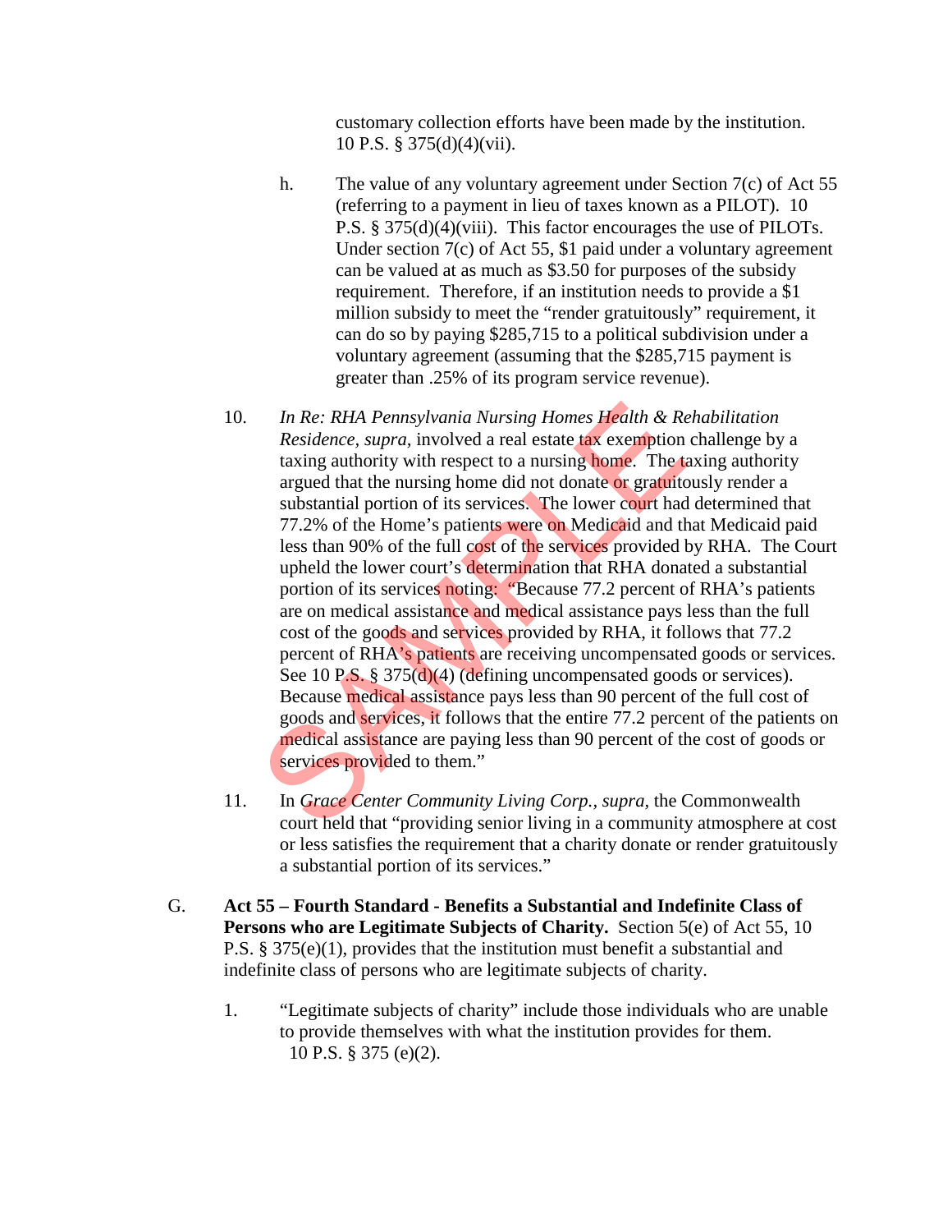customary collection efforts have been made by the institution. 10 P.S. § 375(d)(4)(vii).

h. The value of any voluntary agreement under Section 7(c) of Act 55 (referring to a payment in lieu of taxes known as a PILOT). 10 P.S. § 375(d)(4)(viii). This factor encourages the use of PILOTs. Under section 7(c) of Act 55, $1 paid under a voluntary agreement can be valued at as much as $3.50 for purposes of the subsidy requirement. Therefore, if an institution needs to provide a $1 million subsidy to meet the "render gratuitously" requirement, it can do so by paying $285,715 to a political subdivision under a voluntary agreement (assuming that the $285,715 payment is greater than .25% of its program service revenue).

10. *In Re: RHA Pennsylvania Nursing Homes Health & Rehabilitation Residence, supra,* involved a real estate tax exemption challenge by a taxing authority with respect to a nursing home. The taxing authority argued that the nursing home did not donate or gratuitously render a substantial portion of its services. The lower court had determined that 77.2% of the Home's patients were on Medicaid and that Medicaid paid less than 90% of the full cost of the services provided by RHA. The Court upheld the lower court's determination that RHA donated a substantial portion of its services noting: "Because 77.2 percent of RHA's patients are on medical assistance and medical assistance pays less than the full cost of the goods and services provided by RHA, it follows that 77.2 percent of RHA's patients are receiving uncompensated goods or services. See 10 P.S. § 375(d)(4) (defining uncompensated goods or services). Because medical assistance pays less than 90 percent of the full cost of goods and services, it follows that the entire 77.2 percent of the patients on medical assistance are paying less than 90 percent of the cost of goods or services provided to them."

11. In *Grace Center Community Living Corp., supra,* the Commonwealth court held that "providing senior living in a community atmosphere at cost or less satisfies the requirement that a charity donate or render gratuitously a substantial portion of its services."

G. **Act 55 – Fourth Standard - Benefits a Substantial and Indefinite Class of Persons who are Legitimate Subjects of Charity.** Section 5(e) of Act 55, 10 P.S. § 375(e)(1), provides that the institution must benefit a substantial and indefinite class of persons who are legitimate subjects of charity.

1. "Legitimate subjects of charity" include those individuals who are unable to provide themselves with what the institution provides for them. 10 P.S. § 375 (e)(2).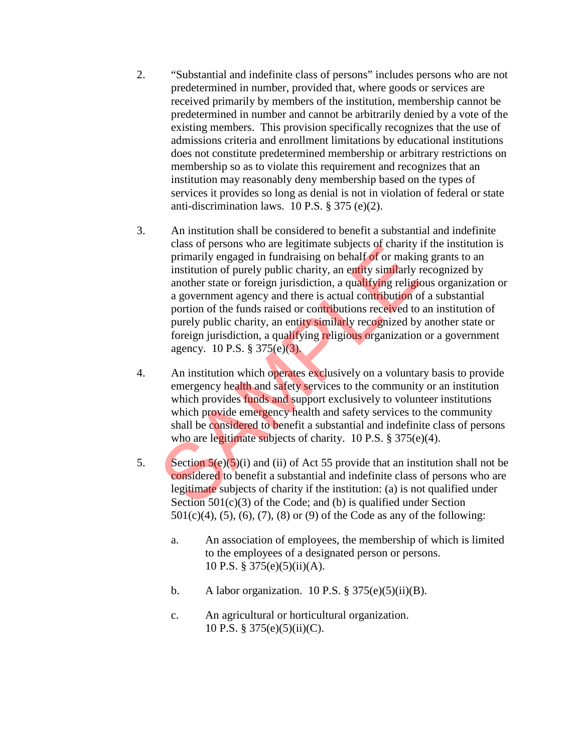2. "Substantial and indefinite class of persons" includes persons who are not predetermined in number, provided that, where goods or services are received primarily by members of the institution, membership cannot be predetermined in number and cannot be arbitrarily denied by a vote of the existing members. This provision specifically recognizes that the use of admissions criteria and enrollment limitations by educational institutions does not constitute predetermined membership or arbitrary restrictions on membership so as to violate this requirement and recognizes that an institution may reasonably deny membership based on the types of services it provides so long as denial is not in violation of federal or state anti-discrimination laws. 10 P.S. § 375 (e)(2).

3. An institution shall be considered to benefit a substantial and indefinite class of persons who are legitimate subjects of charity if the institution is primarily engaged in fundraising on behalf of or making grants to an institution of purely public charity, an entity similarly recognized by another state or foreign jurisdiction, a qualifying religious organization or a government agency and there is actual contribution of a substantial portion of the funds raised or contributions received to an institution of purely public charity, an entity similarly recognized by another state or foreign jurisdiction, a qualifying religious organization or a government agency. 10 P.S. § 375(e)(3).

4. An institution which operates exclusively on a voluntary basis to provide emergency health and safety services to the community or an institution which provides funds and support exclusively to volunteer institutions which provide emergency health and safety services to the community shall be considered to benefit a substantial and indefinite class of persons who are legitimate subjects of charity. 10 P.S. § 375(e)(4).

5. Section 5(e)(5)(i) and (ii) of Act 55 provide that an institution shall not be considered to benefit a substantial and indefinite class of persons who are legitimate subjects of charity if the institution: (a) is not qualified under Section 501(c)(3) of the Code; and (b) is qualified under Section 501(c)(4), (5), (6), (7), (8) or (9) of the Code as any of the following:

   a. An association of employees, the membership of which is limited to the employees of a designated person or persons. 10 P.S. § 375(e)(5)(ii)(A).

   b. A labor organization. 10 P.S. § 375(e)(5)(ii)(B).

   c. An agricultural or horticultural organization. 10 P.S. § 375(e)(5)(ii)(C).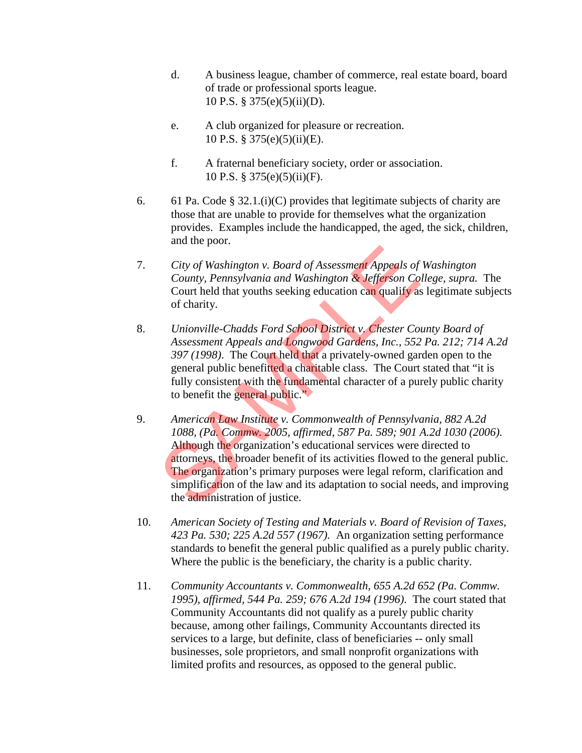d. A business league, chamber of commerce, real estate board, board of trade or professional sports league.
   10 P.S. § 375(e)(5)(ii)(D).

e. A club organized for pleasure or recreation.
   10 P.S. § 375(e)(5)(ii)(E).

f. A fraternal beneficiary society, order or association.
   10 P.S. § 375(e)(5)(ii)(F).

6. 61 Pa. Code § 32.1.(i)(C) provides that legitimate subjects of charity are those that are unable to provide for themselves what the organization provides. Examples include the handicapped, the aged, the sick, children, and the poor.

7. *City of Washington v. Board of Assessment Appeals of Washington County, Pennsylvania and Washington & Jefferson College, supra.* The Court held that youths seeking education can qualify as legitimate subjects of charity.

8. *Unionville-Chadds Ford School District v. Chester County Board of Assessment Appeals and Longwood Gardens, Inc., 552 Pa. 212; 714 A.2d 397 (1998)*. The Court held that a privately-owned garden open to the general public benefitted a charitable class. The Court stated that "it is fully consistent with the fundamental character of a purely public charity to benefit the general public."

9. *American Law Institute v. Commonwealth of Pennsylvania, 882 A.2d 1088, (Pa. Commw. 2005, affirmed, 587 Pa. 589; 901 A.2d 1030 (2006).* Although the organization's educational services were directed to attorneys, the broader benefit of its activities flowed to the general public. The organization's primary purposes were legal reform, clarification and simplification of the law and its adaptation to social needs, and improving the administration of justice.

10. *American Society of Testing and Materials v. Board of Revision of Taxes, 423 Pa. 530; 225 A.2d 557 (1967).* An organization setting performance standards to benefit the general public qualified as a purely public charity. Where the public is the beneficiary, the charity is a public charity.

11. *Community Accountants v. Commonwealth, 655 A.2d 652 (Pa. Commw. 1995), affirmed, 544 Pa. 259; 676 A.2d 194 (1996).* The court stated that Community Accountants did not qualify as a purely public charity because, among other failings, Community Accountants directed its services to a large, but definite, class of beneficiaries -- only small businesses, sole proprietors, and small nonprofit organizations with limited profits and resources, as opposed to the general public.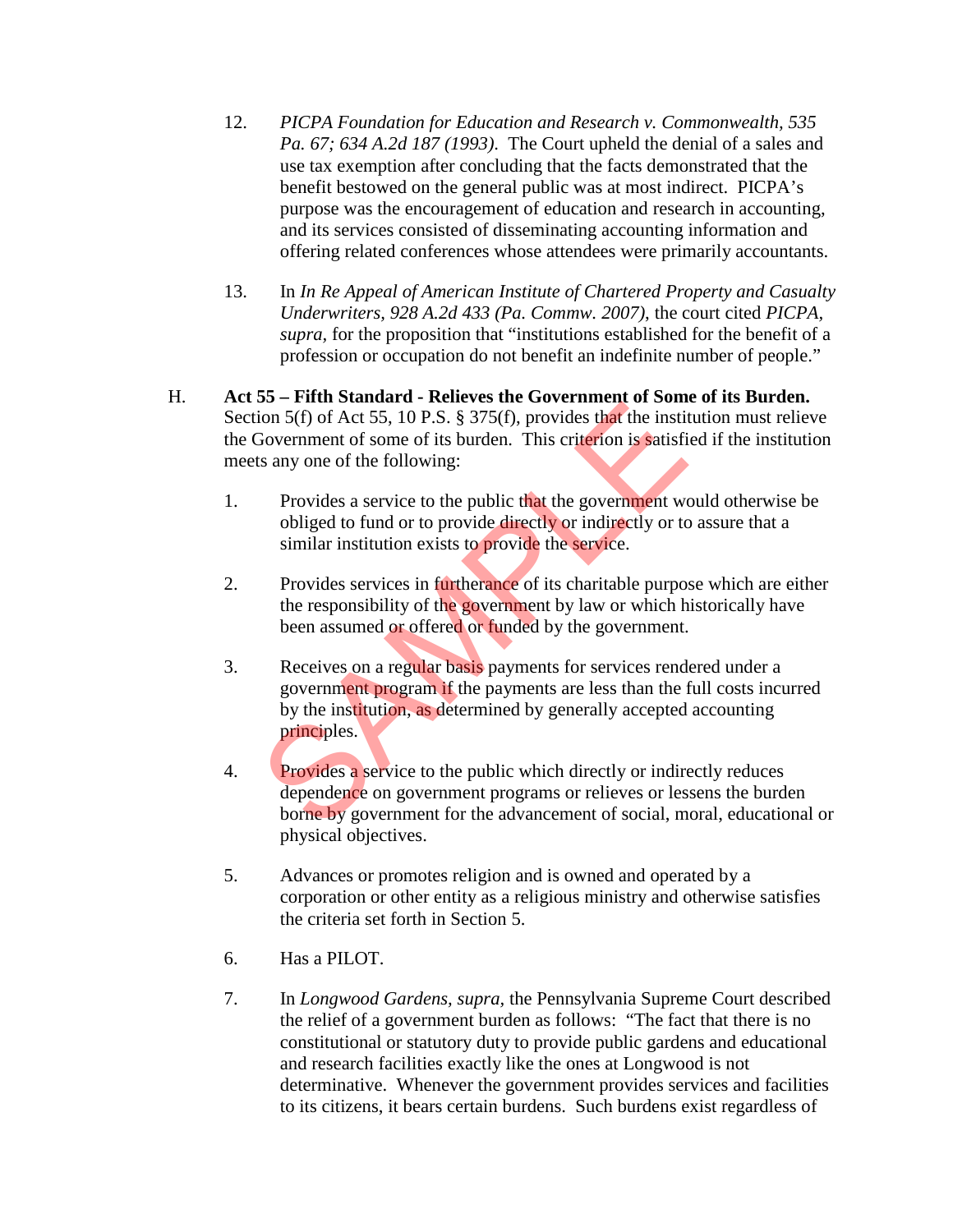12. *PICPA Foundation for Education and Research v. Commonwealth, 535 Pa. 67; 634 A.2d 187 (1993).* The Court upheld the denial of a sales and use tax exemption after concluding that the facts demonstrated that the benefit bestowed on the general public was at most indirect. PICPA's purpose was the encouragement of education and research in accounting, and its services consisted of disseminating accounting information and offering related conferences whose attendees were primarily accountants.

13. In *In Re Appeal of American Institute of Chartered Property and Casualty Underwriters, 928 A.2d 433 (Pa. Commw. 2007)*, the court cited *PICPA, supra*, for the proposition that "institutions established for the benefit of a profession or occupation do not benefit an indefinite number of people."

H. **Act 55 – Fifth Standard - Relieves the Government of Some of its Burden.** Section 5(f) of Act 55, 10 P.S. § 375(f), provides that the institution must relieve the Government of some of its burden. This criterion is satisfied if the institution meets any one of the following:

1. Provides a service to the public that the government would otherwise be obliged to fund or to provide directly or indirectly or to assure that a similar institution exists to provide the service.

2. Provides services in furtherance of its charitable purpose which are either the responsibility of the government by law or which historically have been assumed or offered or funded by the government.

3. Receives on a regular basis payments for services rendered under a government program if the payments are less than the full costs incurred by the institution, as determined by generally accepted accounting principles.

4. Provides a service to the public which directly or indirectly reduces dependence on government programs or relieves or lessens the burden borne by government for the advancement of social, moral, educational or physical objectives.

5. Advances or promotes religion and is owned and operated by a corporation or other entity as a religious ministry and otherwise satisfies the criteria set forth in Section 5.

6. Has a PILOT.

7. In *Longwood Gardens, supra,* the Pennsylvania Supreme Court described the relief of a government burden as follows: "The fact that there is no constitutional or statutory duty to provide public gardens and educational and research facilities exactly like the ones at Longwood is not determinative. Whenever the government provides services and facilities to its citizens, it bears certain burdens. Such burdens exist regardless of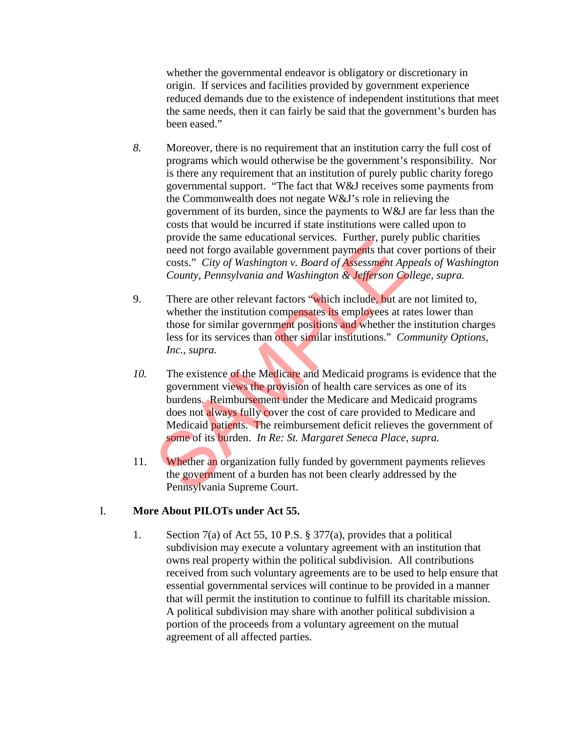whether the governmental endeavor is obligatory or discretionary in origin. If services and facilities provided by government experience reduced demands due to the existence of independent institutions that meet the same needs, then it can fairly be said that the government's burden has been eased."

*8.* Moreover, there is no requirement that an institution carry the full cost of programs which would otherwise be the government's responsibility. Nor is there any requirement that an institution of purely public charity forego governmental support. "The fact that W&J receives some payments from the Commonwealth does not negate W&J's role in relieving the government of its burden, since the payments to W&J are far less than the costs that would be incurred if state institutions were called upon to provide the same educational services. Further, purely public charities need not forgo available government payments that cover portions of their costs." *City of Washington v. Board of Assessment Appeals of Washington County, Pennsylvania and Washington & Jefferson College, supra.*

9. There are other relevant factors "which include, but are not limited to, whether the institution compensates its employees at rates lower than those for similar government positions and whether the institution charges less for its services than other similar institutions." *Community Options, Inc., supra.*

*10.* The existence of the Medicare and Medicaid programs is evidence that the government views the provision of health care services as one of its burdens. Reimbursement under the Medicare and Medicaid programs does not always fully cover the cost of care provided to Medicare and Medicaid patients. The reimbursement deficit relieves the government of some of its burden. *In Re: St. Margaret Seneca Place, supra.*

11. Whether an organization fully funded by government payments relieves the government of a burden has not been clearly addressed by the Pennsylvania Supreme Court.

## I. More About PILOTs under Act 55.

1. Section 7(a) of Act 55, 10 P.S. § 377(a), provides that a political subdivision may execute a voluntary agreement with an institution that owns real property within the political subdivision. All contributions received from such voluntary agreements are to be used to help ensure that essential governmental services will continue to be provided in a manner that will permit the institution to continue to fulfill its charitable mission. A political subdivision may share with another political subdivision a portion of the proceeds from a voluntary agreement on the mutual agreement of all affected parties.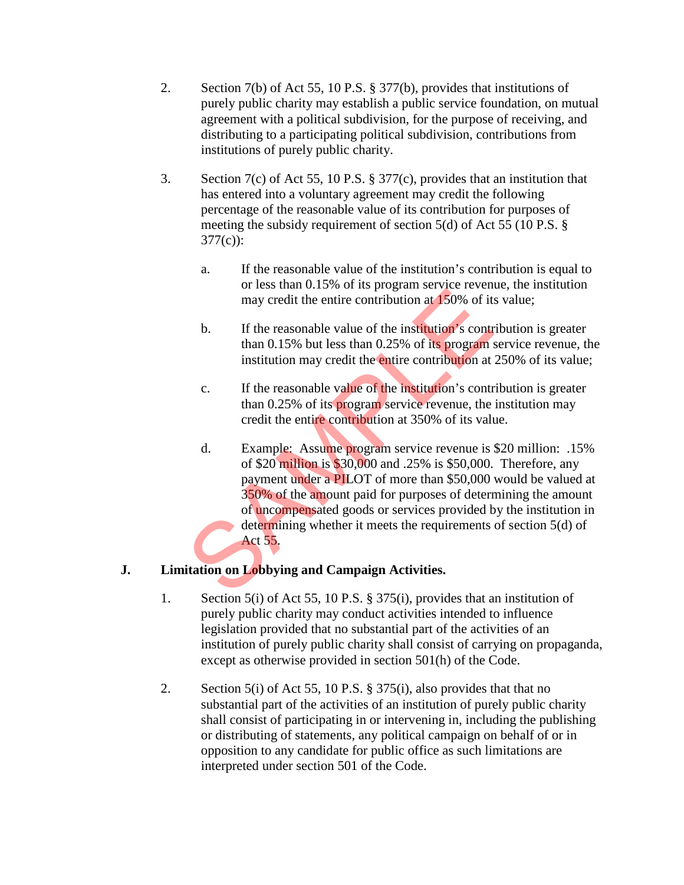2. Section 7(b) of Act 55, 10 P.S. § 377(b), provides that institutions of purely public charity may establish a public service foundation, on mutual agreement with a political subdivision, for the purpose of receiving, and distributing to a participating political subdivision, contributions from institutions of purely public charity.

3. Section 7(c) of Act 55, 10 P.S. § 377(c), provides that an institution that has entered into a voluntary agreement may credit the following percentage of the reasonable value of its contribution for purposes of meeting the subsidy requirement of section 5(d) of Act 55 (10 P.S. § 377(c)):

   a. If the reasonable value of the institution's contribution is equal to or less than 0.15% of its program service revenue, the institution may credit the entire contribution at 150% of its value;

   b. If the reasonable value of the institution's contribution is greater than 0.15% but less than 0.25% of its program service revenue, the institution may credit the entire contribution at 250% of its value;

   c. If the reasonable value of the institution's contribution is greater than 0.25% of its program service revenue, the institution may credit the entire contribution at 350% of its value.

   d. Example: Assume program service revenue is $20 million: .15% of $20 million is $30,000 and .25% is $50,000. Therefore, any payment under a PILOT of more than $50,000 would be valued at 350% of the amount paid for purposes of determining the amount of uncompensated goods or services provided by the institution in determining whether it meets the requirements of section 5(d) of Act 55.

## J. Limitation on Lobbying and Campaign Activities.

1. Section 5(i) of Act 55, 10 P.S. § 375(i), provides that an institution of purely public charity may conduct activities intended to influence legislation provided that no substantial part of the activities of an institution of purely public charity shall consist of carrying on propaganda, except as otherwise provided in section 501(h) of the Code.

2. Section 5(i) of Act 55, 10 P.S. § 375(i), also provides that that no substantial part of the activities of an institution of purely public charity shall consist of participating in or intervening in, including the publishing or distributing of statements, any political campaign on behalf of or in opposition to any candidate for public office as such limitations are interpreted under section 501 of the Code.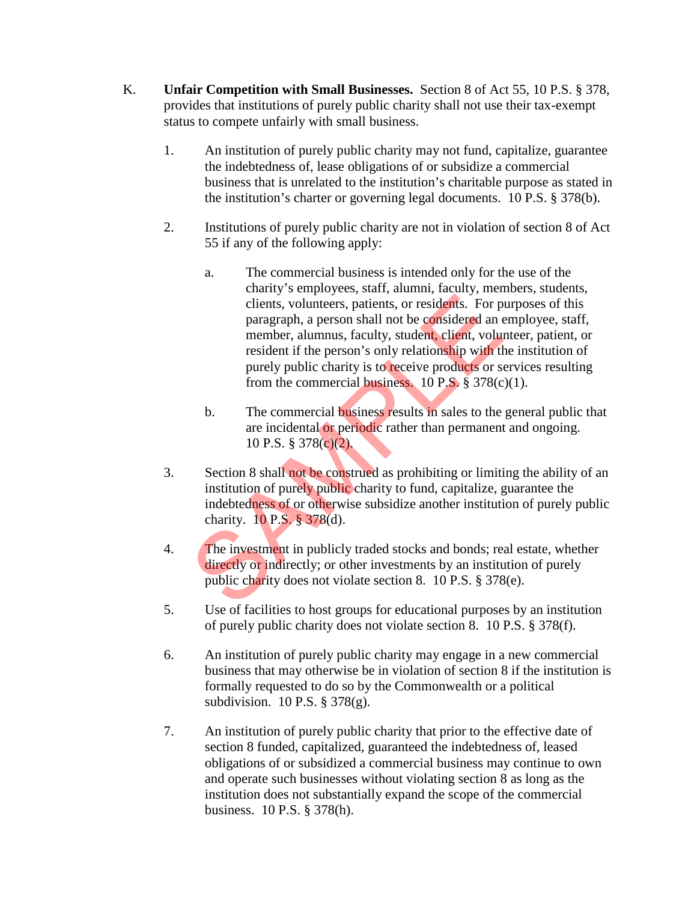K. **Unfair Competition with Small Businesses.** Section 8 of Act 55, 10 P.S. § 378, provides that institutions of purely public charity shall not use their tax-exempt status to compete unfairly with small business.

1. An institution of purely public charity may not fund, capitalize, guarantee the indebtedness of, lease obligations of or subsidize a commercial business that is unrelated to the institution's charitable purpose as stated in the institution's charter or governing legal documents. 10 P.S. § 378(b).

2. Institutions of purely public charity are not in violation of section 8 of Act 55 if any of the following apply:

   a. The commercial business is intended only for the use of the charity's employees, staff, alumni, faculty, members, students, clients, volunteers, patients, or residents. For purposes of this paragraph, a person shall not be considered an employee, staff, member, alumnus, faculty, student, client, volunteer, patient, or resident if the person's only relationship with the institution of purely public charity is to receive products or services resulting from the commercial business. 10 P.S. § 378(c)(1).

   b. The commercial business results in sales to the general public that are incidental or periodic rather than permanent and ongoing. 10 P.S. § 378(c)(2).

3. Section 8 shall not be construed as prohibiting or limiting the ability of an institution of purely public charity to fund, capitalize, guarantee the indebtedness of or otherwise subsidize another institution of purely public charity. 10 P.S. § 378(d).

4. The investment in publicly traded stocks and bonds; real estate, whether directly or indirectly; or other investments by an institution of purely public charity does not violate section 8. 10 P.S. § 378(e).

5. Use of facilities to host groups for educational purposes by an institution of purely public charity does not violate section 8. 10 P.S. § 378(f).

6. An institution of purely public charity may engage in a new commercial business that may otherwise be in violation of section 8 if the institution is formally requested to do so by the Commonwealth or a political subdivision. 10 P.S. § 378(g).

7. An institution of purely public charity that prior to the effective date of section 8 funded, capitalized, guaranteed the indebtedness of, leased obligations of or subsidized a commercial business may continue to own and operate such businesses without violating section 8 as long as the institution does not substantially expand the scope of the commercial business. 10 P.S. § 378(h).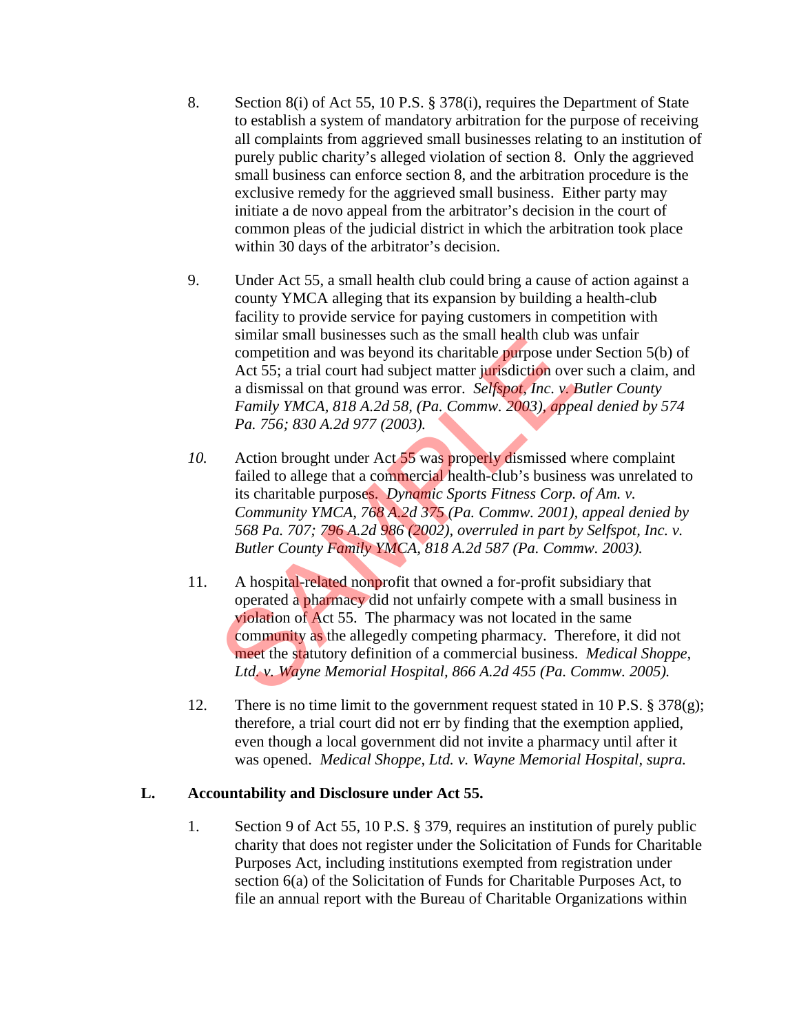8. Section 8(i) of Act 55, 10 P.S. § 378(i), requires the Department of State to establish a system of mandatory arbitration for the purpose of receiving all complaints from aggrieved small businesses relating to an institution of purely public charity's alleged violation of section 8. Only the aggrieved small business can enforce section 8, and the arbitration procedure is the exclusive remedy for the aggrieved small business. Either party may initiate a de novo appeal from the arbitrator's decision in the court of common pleas of the judicial district in which the arbitration took place within 30 days of the arbitrator's decision.

9. Under Act 55, a small health club could bring a cause of action against a county YMCA alleging that its expansion by building a health-club facility to provide service for paying customers in competition with similar small businesses such as the small health club was unfair competition and was beyond its charitable purpose under Section 5(b) of Act 55; a trial court had subject matter jurisdiction over such a claim, and a dismissal on that ground was error. *Selfspot, Inc. v. Butler County Family YMCA, 818 A.2d 58, (Pa. Commw. 2003), appeal denied by 574 Pa. 756; 830 A.2d 977 (2003).*

*10.* Action brought under Act 55 was properly dismissed where complaint failed to allege that a commercial health-club's business was unrelated to its charitable purposes. *Dynamic Sports Fitness Corp. of Am. v. Community YMCA, 768 A.2d 375 (Pa. Commw. 2001), appeal denied by 568 Pa. 707; 796 A.2d 986 (2002), overruled in part by Selfspot, Inc. v. Butler County Family YMCA, 818 A.2d 587 (Pa. Commw. 2003).*

11. A hospital-related nonprofit that owned a for-profit subsidiary that operated a pharmacy did not unfairly compete with a small business in violation of Act 55. The pharmacy was not located in the same community as the allegedly competing pharmacy. Therefore, it did not meet the statutory definition of a commercial business. *Medical Shoppe, Ltd. v. Wayne Memorial Hospital, 866 A.2d 455 (Pa. Commw. 2005).*

12. There is no time limit to the government request stated in 10 P.S. § 378(g); therefore, a trial court did not err by finding that the exemption applied, even though a local government did not invite a pharmacy until after it was opened. *Medical Shoppe, Ltd. v. Wayne Memorial Hospital, supra.*

## L. Accountability and Disclosure under Act 55.

1. Section 9 of Act 55, 10 P.S. § 379, requires an institution of purely public charity that does not register under the Solicitation of Funds for Charitable Purposes Act, including institutions exempted from registration under section 6(a) of the Solicitation of Funds for Charitable Purposes Act, to file an annual report with the Bureau of Charitable Organizations within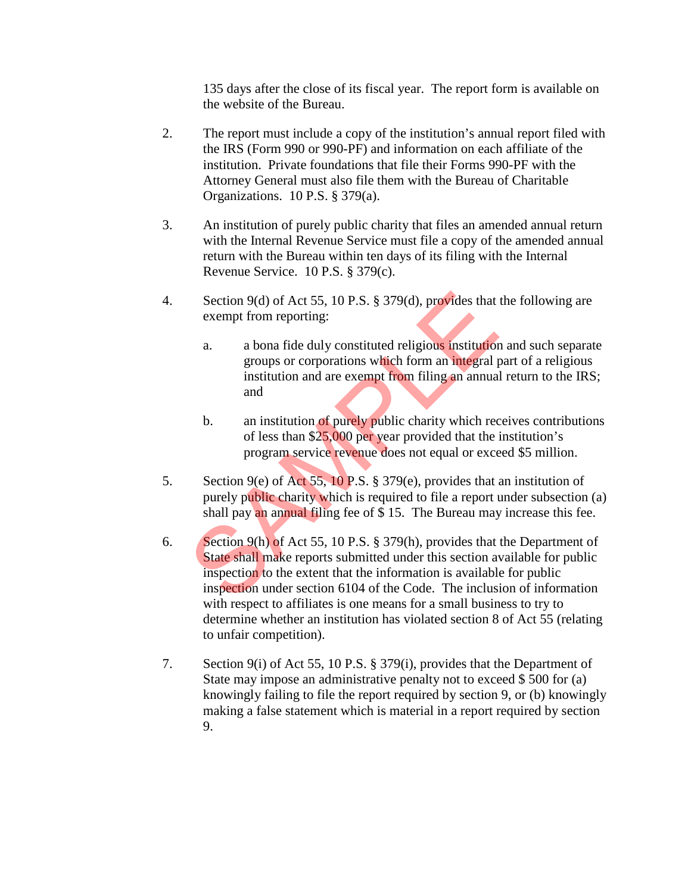135 days after the close of its fiscal year. The report form is available on the website of the Bureau.

2. The report must include a copy of the institution's annual report filed with the IRS (Form 990 or 990-PF) and information on each affiliate of the institution. Private foundations that file their Forms 990-PF with the Attorney General must also file them with the Bureau of Charitable Organizations. 10 P.S. § 379(a).

3. An institution of purely public charity that files an amended annual return with the Internal Revenue Service must file a copy of the amended annual return with the Bureau within ten days of its filing with the Internal Revenue Service. 10 P.S. § 379(c).

4. Section 9(d) of Act 55, 10 P.S. § 379(d), provides that the following are exempt from reporting:

   a. a bona fide duly constituted religious institution and such separate groups or corporations which form an integral part of a religious institution and are exempt from filing an annual return to the IRS; and

   b. an institution of purely public charity which receives contributions of less than $25,000 per year provided that the institution's program service revenue does not equal or exceed $5 million.

5. Section 9(e) of Act 55, 10 P.S. § 379(e), provides that an institution of purely public charity which is required to file a report under subsection (a) shall pay an annual filing fee of $ 15. The Bureau may increase this fee.

6. Section 9(h) of Act 55, 10 P.S. § 379(h), provides that the Department of State shall make reports submitted under this section available for public inspection to the extent that the information is available for public inspection under section 6104 of the Code. The inclusion of information with respect to affiliates is one means for a small business to try to determine whether an institution has violated section 8 of Act 55 (relating to unfair competition).

7. Section 9(i) of Act 55, 10 P.S. § 379(i), provides that the Department of State may impose an administrative penalty not to exceed $ 500 for (a) knowingly failing to file the report required by section 9, or (b) knowingly making a false statement which is material in a report required by section 9.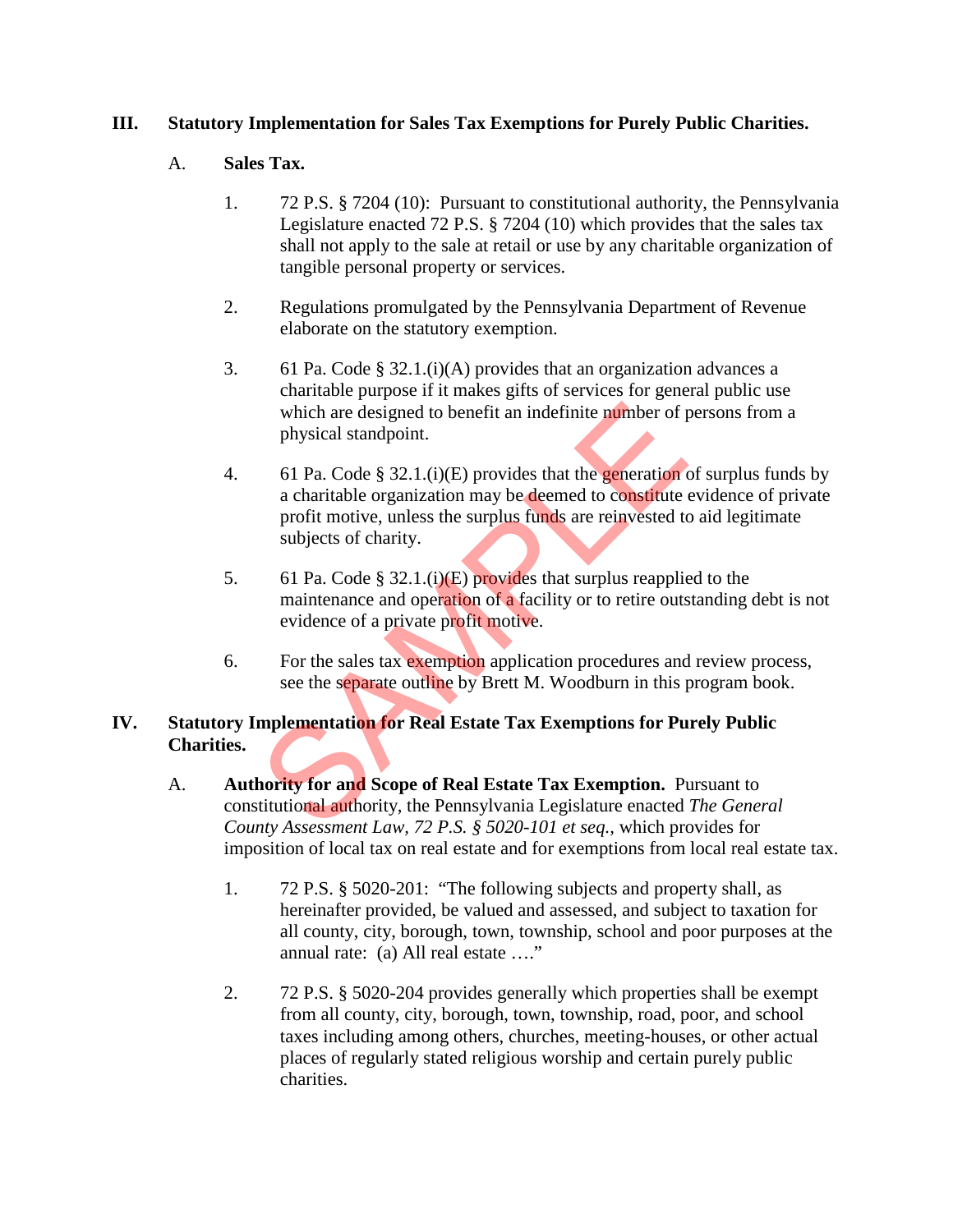## III. Statutory Implementation for Sales Tax Exemptions for Purely Public Charities.

### A. Sales Tax.

1. 72 P.S. § 7204 (10): Pursuant to constitutional authority, the Pennsylvania Legislature enacted 72 P.S. § 7204 (10) which provides that the sales tax shall not apply to the sale at retail or use by any charitable organization of tangible personal property or services.

2. Regulations promulgated by the Pennsylvania Department of Revenue elaborate on the statutory exemption.

3. 61 Pa. Code § 32.1.(i)(A) provides that an organization advances a charitable purpose if it makes gifts of services for general public use which are designed to benefit an indefinite number of persons from a physical standpoint.

4. 61 Pa. Code § 32.1.(i)(E) provides that the generation of surplus funds by a charitable organization may be deemed to constitute evidence of private profit motive, unless the surplus funds are reinvested to aid legitimate subjects of charity.

5. 61 Pa. Code § 32.1.(i)(E) provides that surplus reapplied to the maintenance and operation of a facility or to retire outstanding debt is not evidence of a private profit motive.

6. For the sales tax exemption application procedures and review process, see the separate outline by Brett M. Woodburn in this program book.

## IV. Statutory Implementation for Real Estate Tax Exemptions for Purely Public Charities.

A. **Authority for and Scope of Real Estate Tax Exemption.** Pursuant to constitutional authority, the Pennsylvania Legislature enacted *The General County Assessment Law, 72 P.S. § 5020-101 et seq.,* which provides for imposition of local tax on real estate and for exemptions from local real estate tax.

1. 72 P.S. § 5020-201: "The following subjects and property shall, as hereinafter provided, be valued and assessed, and subject to taxation for all county, city, borough, town, township, school and poor purposes at the annual rate: (a) All real estate …."

2. 72 P.S. § 5020-204 provides generally which properties shall be exempt from all county, city, borough, town, township, road, poor, and school taxes including among others, churches, meeting-houses, or other actual places of regularly stated religious worship and certain purely public charities.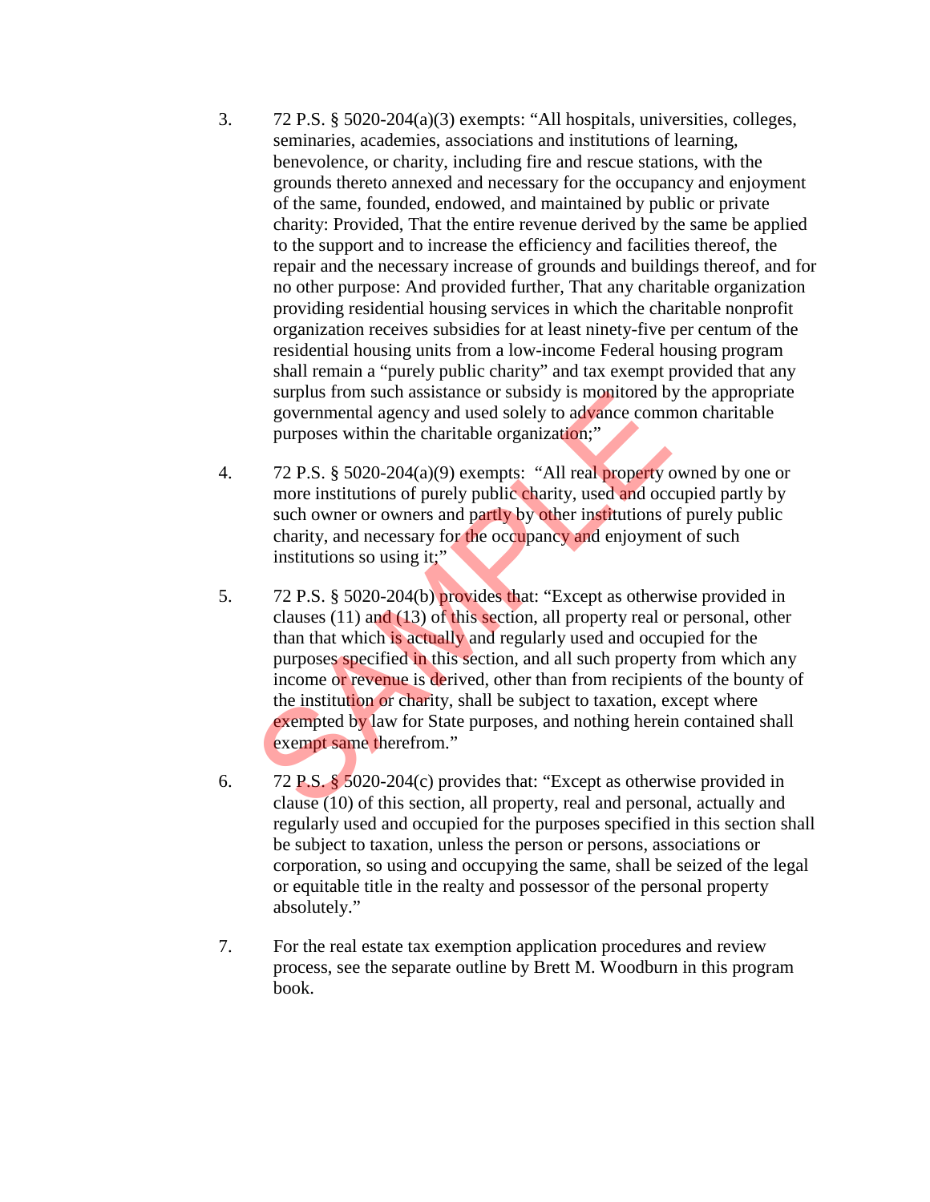3. 72 P.S. § 5020-204(a)(3) exempts: "All hospitals, universities, colleges, seminaries, academies, associations and institutions of learning, benevolence, or charity, including fire and rescue stations, with the grounds thereto annexed and necessary for the occupancy and enjoyment of the same, founded, endowed, and maintained by public or private charity: Provided, That the entire revenue derived by the same be applied to the support and to increase the efficiency and facilities thereof, the repair and the necessary increase of grounds and buildings thereof, and for no other purpose: And provided further, That any charitable organization providing residential housing services in which the charitable nonprofit organization receives subsidies for at least ninety-five per centum of the residential housing units from a low-income Federal housing program shall remain a "purely public charity" and tax exempt provided that any surplus from such assistance or subsidy is monitored by the appropriate governmental agency and used solely to advance common charitable purposes within the charitable organization;"

4. 72 P.S. § 5020-204(a)(9) exempts: "All real property owned by one or more institutions of purely public charity, used and occupied partly by such owner or owners and partly by other institutions of purely public charity, and necessary for the occupancy and enjoyment of such institutions so using it;"

5. 72 P.S. § 5020-204(b) provides that: "Except as otherwise provided in clauses (11) and (13) of this section, all property real or personal, other than that which is actually and regularly used and occupied for the purposes specified in this section, and all such property from which any income or revenue is derived, other than from recipients of the bounty of the institution or charity, shall be subject to taxation, except where exempted by law for State purposes, and nothing herein contained shall exempt same therefrom."

6. 72 P.S. § 5020-204(c) provides that: "Except as otherwise provided in clause (10) of this section, all property, real and personal, actually and regularly used and occupied for the purposes specified in this section shall be subject to taxation, unless the person or persons, associations or corporation, so using and occupying the same, shall be seized of the legal or equitable title in the realty and possessor of the personal property absolutely."

7. For the real estate tax exemption application procedures and review process, see the separate outline by Brett M. Woodburn in this program book.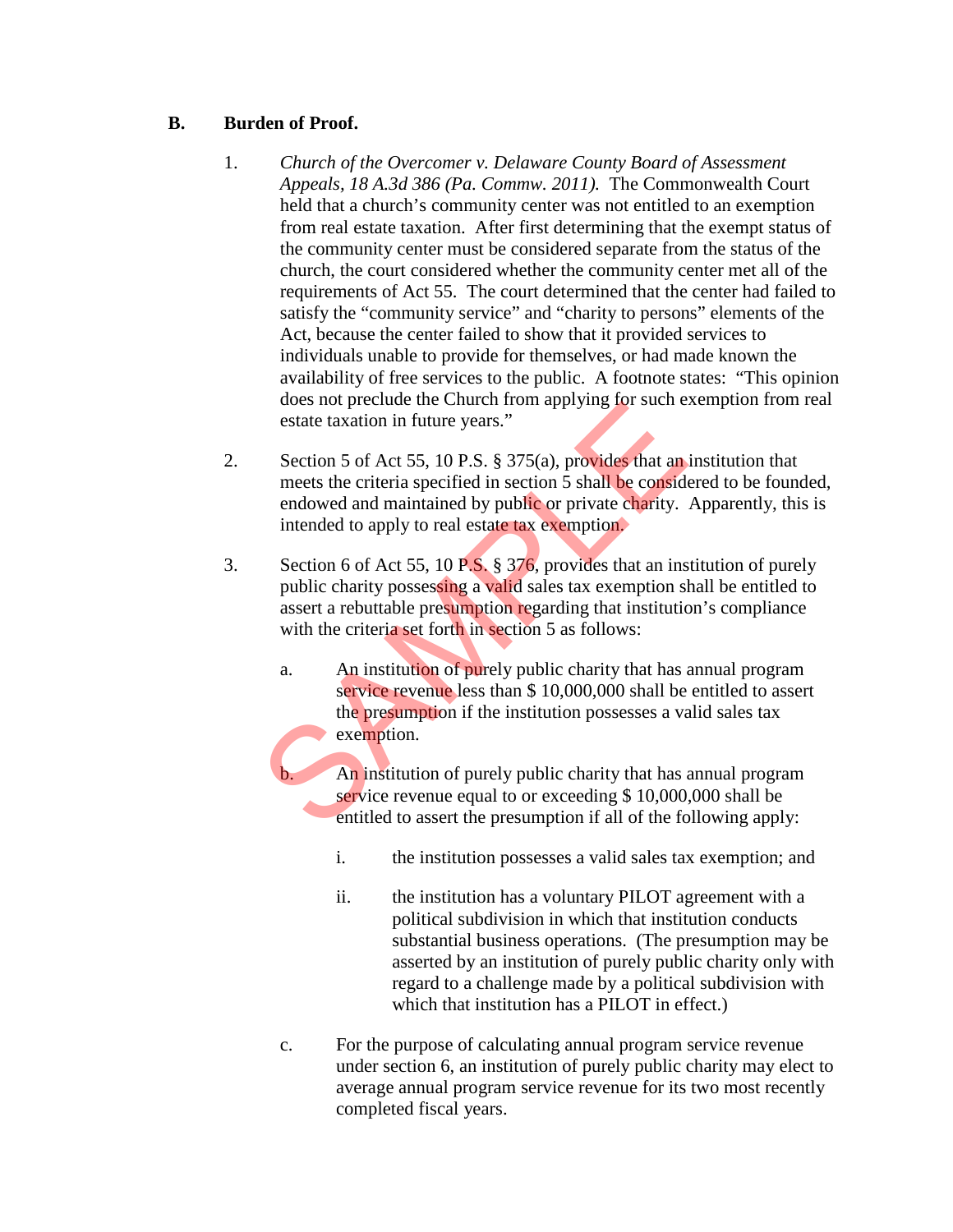## B. Burden of Proof.

1. *Church of the Overcomer v. Delaware County Board of Assessment Appeals, 18 A.3d 386 (Pa. Commw. 2011).* The Commonwealth Court held that a church's community center was not entitled to an exemption from real estate taxation. After first determining that the exempt status of the community center must be considered separate from the status of the church, the court considered whether the community center met all of the requirements of Act 55. The court determined that the center had failed to satisfy the "community service" and "charity to persons" elements of the Act, because the center failed to show that it provided services to individuals unable to provide for themselves, or had made known the availability of free services to the public. A footnote states: "This opinion does not preclude the Church from applying for such exemption from real estate taxation in future years."

2. Section 5 of Act 55, 10 P.S. § 375(a), provides that an institution that meets the criteria specified in section 5 shall be considered to be founded, endowed and maintained by public or private charity. Apparently, this is intended to apply to real estate tax exemption.

3. Section 6 of Act 55, 10 P.S. § 376, provides that an institution of purely public charity possessing a valid sales tax exemption shall be entitled to assert a rebuttable presumption regarding that institution's compliance with the criteria set forth in section 5 as follows:

   a. An institution of purely public charity that has annual program service revenue less than $ 10,000,000 shall be entitled to assert the presumption if the institution possesses a valid sales tax exemption.

   b. An institution of purely public charity that has annual program service revenue equal to or exceeding $ 10,000,000 shall be entitled to assert the presumption if all of the following apply:

      i. the institution possesses a valid sales tax exemption; and

      ii. the institution has a voluntary PILOT agreement with a political subdivision in which that institution conducts substantial business operations. (The presumption may be asserted by an institution of purely public charity only with regard to a challenge made by a political subdivision with which that institution has a PILOT in effect.)

   c. For the purpose of calculating annual program service revenue under section 6, an institution of purely public charity may elect to average annual program service revenue for its two most recently completed fiscal years.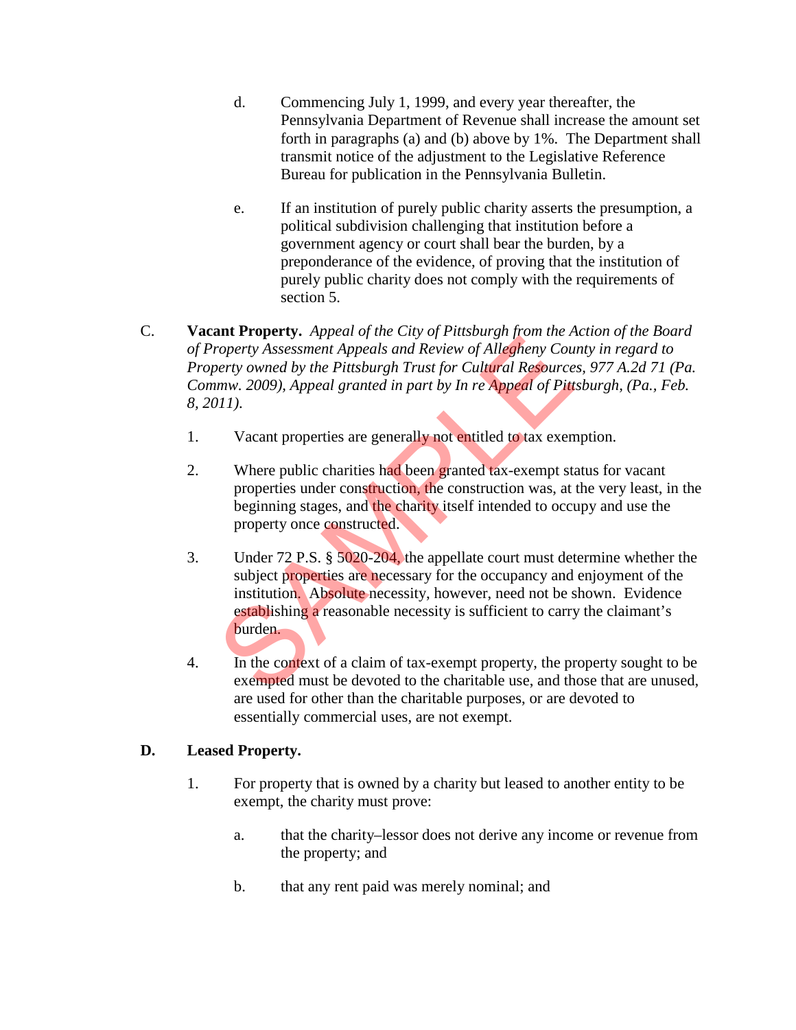d. Commencing July 1, 1999, and every year thereafter, the Pennsylvania Department of Revenue shall increase the amount set forth in paragraphs (a) and (b) above by 1%. The Department shall transmit notice of the adjustment to the Legislative Reference Bureau for publication in the Pennsylvania Bulletin.

e. If an institution of purely public charity asserts the presumption, a political subdivision challenging that institution before a government agency or court shall bear the burden, by a preponderance of the evidence, of proving that the institution of purely public charity does not comply with the requirements of section 5.

C. **Vacant Property.** *Appeal of the City of Pittsburgh from the Action of the Board of Property Assessment Appeals and Review of Allegheny County in regard to Property owned by the Pittsburgh Trust for Cultural Resources, 977 A.2d 71 (Pa. Commw. 2009), Appeal granted in part by In re Appeal of Pittsburgh, (Pa., Feb. 8, 2011).*

1. Vacant properties are generally not entitled to tax exemption.

2. Where public charities had been granted tax-exempt status for vacant properties under construction, the construction was, at the very least, in the beginning stages, and the charity itself intended to occupy and use the property once constructed.

3. Under 72 P.S. § 5020-204, the appellate court must determine whether the subject properties are necessary for the occupancy and enjoyment of the institution. Absolute necessity, however, need not be shown. Evidence establishing a reasonable necessity is sufficient to carry the claimant's burden.

4. In the context of a claim of tax-exempt property, the property sought to be exempted must be devoted to the charitable use, and those that are unused, are used for other than the charitable purposes, or are devoted to essentially commercial uses, are not exempt.

**D. Leased Property.**

1. For property that is owned by a charity but leased to another entity to be exempt, the charity must prove:

   a. that the charity–lessor does not derive any income or revenue from the property; and

   b. that any rent paid was merely nominal; and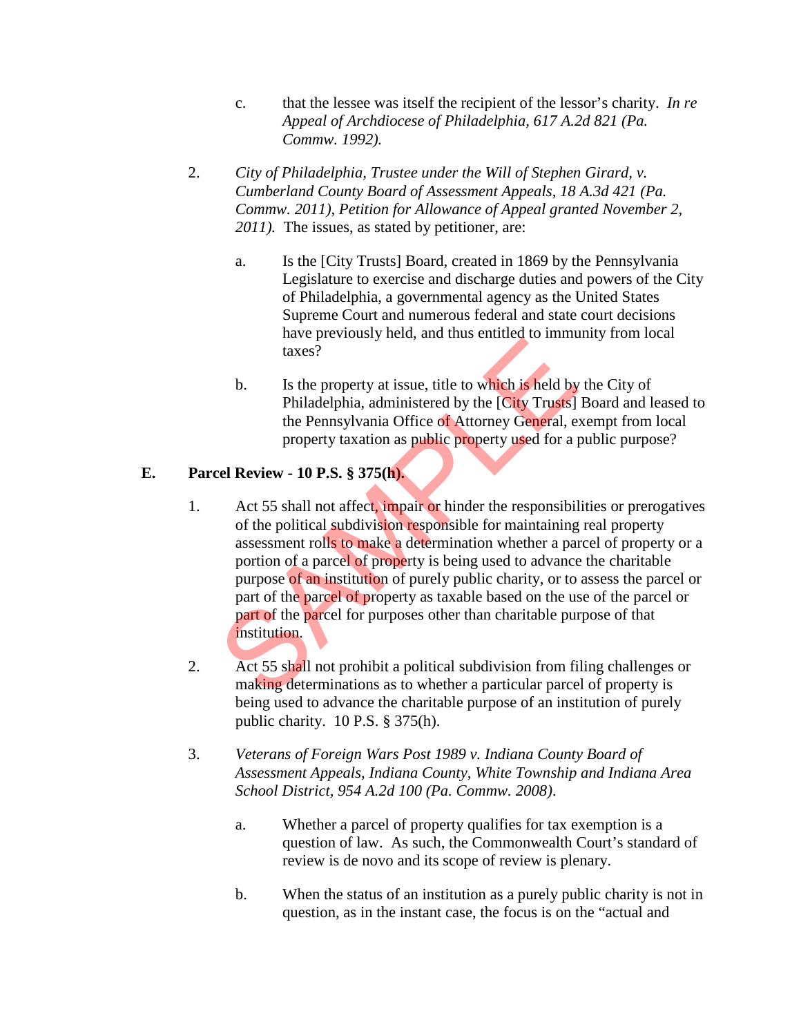c. that the lessee was itself the recipient of the lessor's charity. *In re Appeal of Archdiocese of Philadelphia, 617 A.2d 821 (Pa. Commw. 1992).*

2. *City of Philadelphia, Trustee under the Will of Stephen Girard, v. Cumberland County Board of Assessment Appeals, 18 A.3d 421 (Pa. Commw. 2011), Petition for Allowance of Appeal granted November 2, 2011).* The issues, as stated by petitioner, are:

   a. Is the [City Trusts] Board, created in 1869 by the Pennsylvania Legislature to exercise and discharge duties and powers of the City of Philadelphia, a governmental agency as the United States Supreme Court and numerous federal and state court decisions have previously held, and thus entitled to immunity from local taxes?

   b. Is the property at issue, title to which is held by the City of Philadelphia, administered by the [City Trusts] Board and leased to the Pennsylvania Office of Attorney General, exempt from local property taxation as public property used for a public purpose?

## E. Parcel Review - 10 P.S. § 375(h).

1. Act 55 shall not affect, impair or hinder the responsibilities or prerogatives of the political subdivision responsible for maintaining real property assessment rolls to make a determination whether a parcel of property or a portion of a parcel of property is being used to advance the charitable purpose of an institution of purely public charity, or to assess the parcel or part of the parcel of property as taxable based on the use of the parcel or part of the parcel for purposes other than charitable purpose of that institution.

2. Act 55 shall not prohibit a political subdivision from filing challenges or making determinations as to whether a particular parcel of property is being used to advance the charitable purpose of an institution of purely public charity. 10 P.S. § 375(h).

3. *Veterans of Foreign Wars Post 1989 v. Indiana County Board of Assessment Appeals, Indiana County, White Township and Indiana Area School District, 954 A.2d 100 (Pa. Commw. 2008).*

   a. Whether a parcel of property qualifies for tax exemption is a question of law. As such, the Commonwealth Court's standard of review is de novo and its scope of review is plenary.

   b. When the status of an institution as a purely public charity is not in question, as in the instant case, the focus is on the "actual and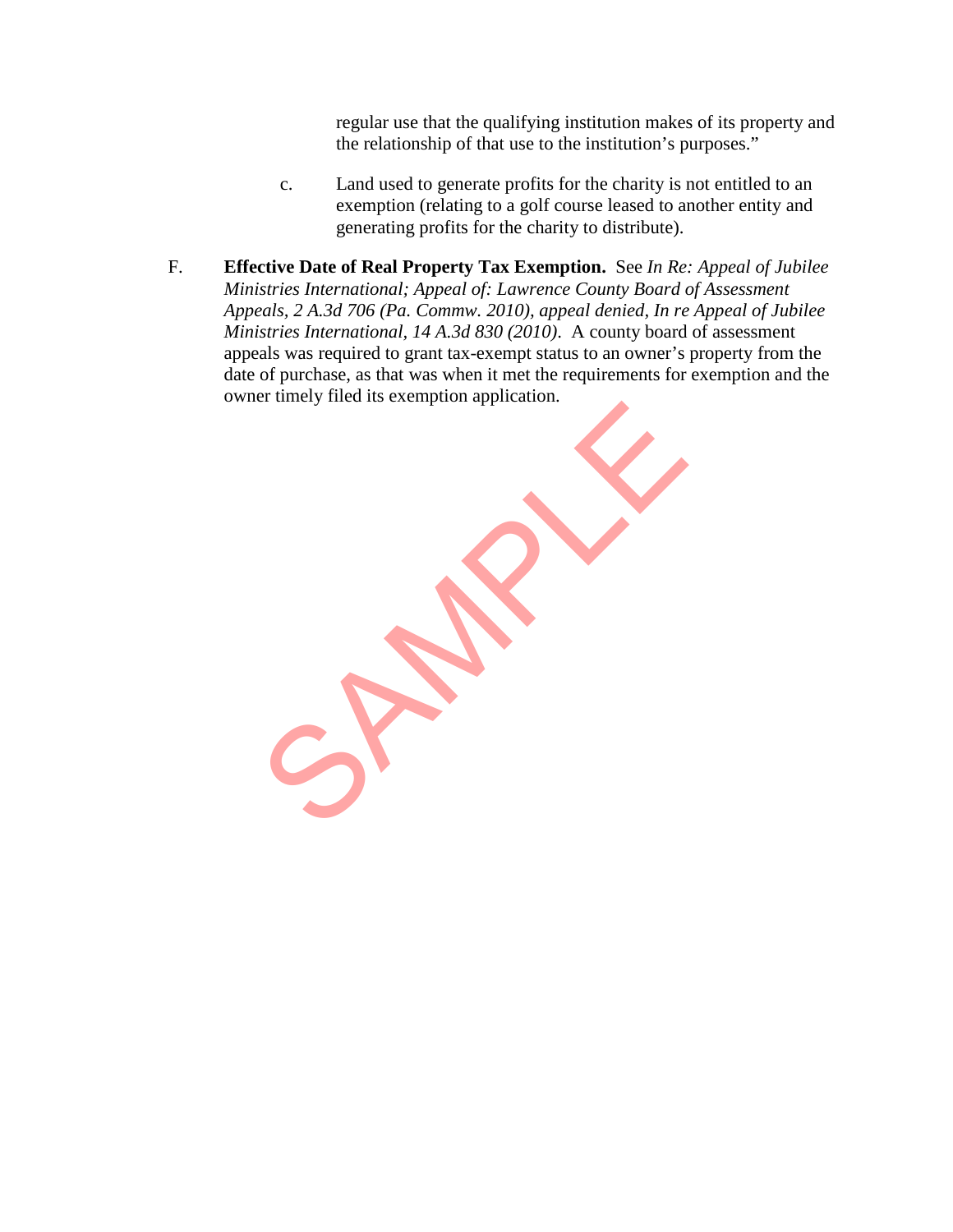regular use that the qualifying institution makes of its property and the relationship of that use to the institution's purposes."

c. Land used to generate profits for the charity is not entitled to an exemption (relating to a golf course leased to another entity and generating profits for the charity to distribute).

F. **Effective Date of Real Property Tax Exemption.** See *In Re: Appeal of Jubilee Ministries International; Appeal of: Lawrence County Board of Assessment Appeals, 2 A.3d 706 (Pa. Commw. 2010), appeal denied, In re Appeal of Jubilee Ministries International, 14 A.3d 830 (2010)*. A county board of assessment appeals was required to grant tax-exempt status to an owner's property from the date of purchase, as that was when it met the requirements for exemption and the owner timely filed its exemption application.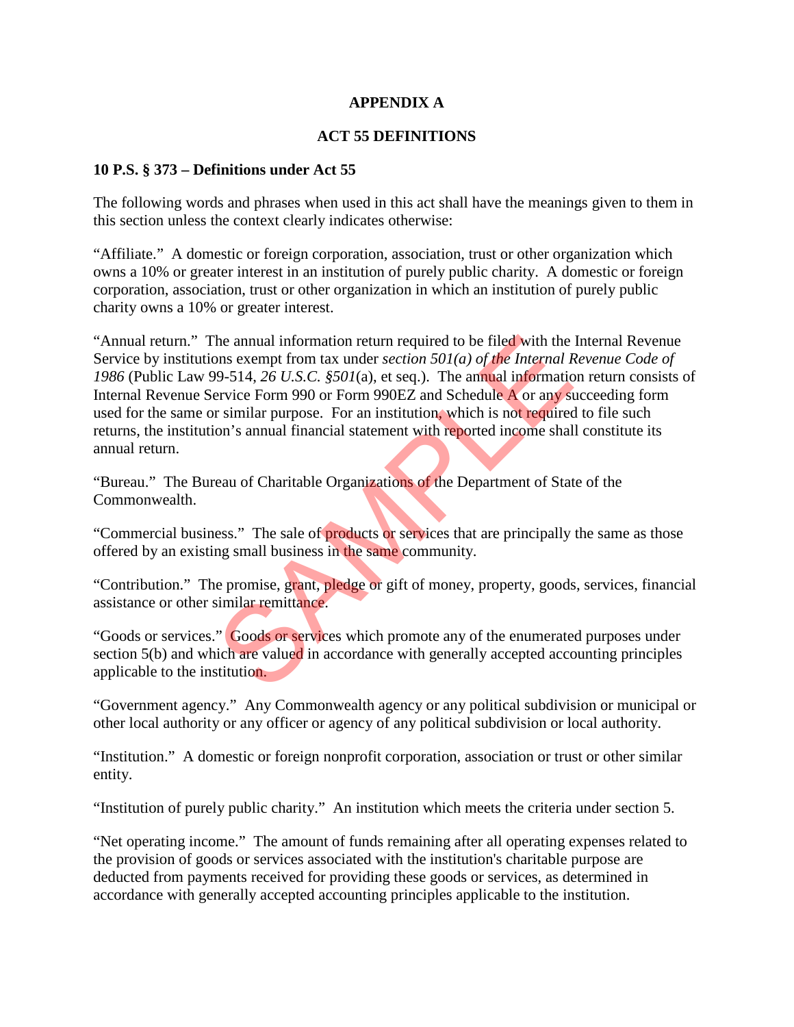**APPENDIX A**

**ACT 55 DEFINITIONS**

**10 P.S. § 373 – Definitions under Act 55**

The following words and phrases when used in this act shall have the meanings given to them in this section unless the context clearly indicates otherwise:

"Affiliate." A domestic or foreign corporation, association, trust or other organization which owns a 10% or greater interest in an institution of purely public charity. A domestic or foreign corporation, association, trust or other organization in which an institution of purely public charity owns a 10% or greater interest.

"Annual return." The annual information return required to be filed with the Internal Revenue Service by institutions exempt from tax under *section 501(a) of the Internal Revenue Code of 1986* (Public Law 99-514, *26 U.S.C. §501*(a), et seq.). The annual information return consists of Internal Revenue Service Form 990 or Form 990EZ and Schedule A or any succeeding form used for the same or similar purpose. For an institution, which is not required to file such returns, the institution's annual financial statement with reported income shall constitute its annual return.

"Bureau." The Bureau of Charitable Organizations of the Department of State of the Commonwealth.

"Commercial business." The sale of products or services that are principally the same as those offered by an existing small business in the same community.

"Contribution." The promise, grant, pledge or gift of money, property, goods, services, financial assistance or other similar remittance.

"Goods or services." Goods or services which promote any of the enumerated purposes under section 5(b) and which are valued in accordance with generally accepted accounting principles applicable to the institution.

"Government agency." Any Commonwealth agency or any political subdivision or municipal or other local authority or any officer or agency of any political subdivision or local authority.

"Institution." A domestic or foreign nonprofit corporation, association or trust or other similar entity.

"Institution of purely public charity." An institution which meets the criteria under section 5.

"Net operating income." The amount of funds remaining after all operating expenses related to the provision of goods or services associated with the institution's charitable purpose are deducted from payments received for providing these goods or services, as determined in accordance with generally accepted accounting principles applicable to the institution.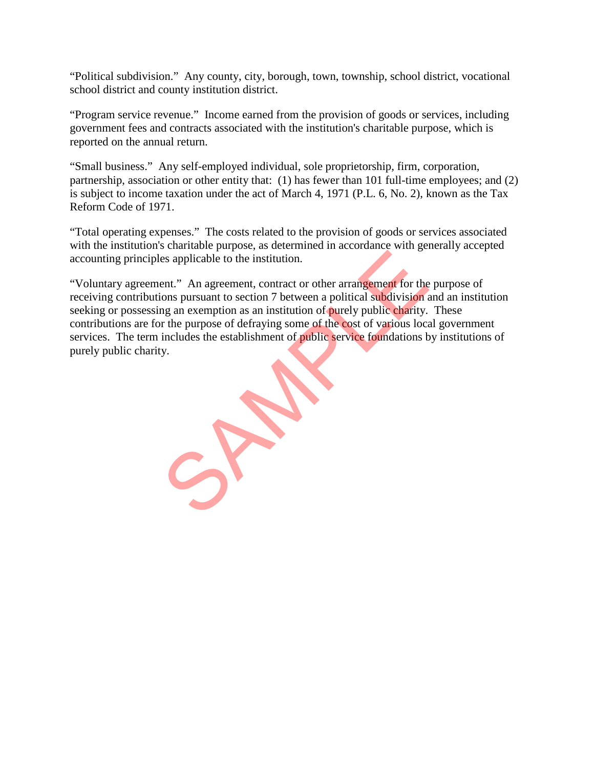“Political subdivision.” Any county, city, borough, town, township, school district, vocational school district and county institution district.

“Program service revenue.” Income earned from the provision of goods or services, including government fees and contracts associated with the institution's charitable purpose, which is reported on the annual return.

“Small business.” Any self-employed individual, sole proprietorship, firm, corporation, partnership, association or other entity that: (1) has fewer than 101 full-time employees; and (2) is subject to income taxation under the act of March 4, 1971 (P.L. 6, No. 2), known as the Tax Reform Code of 1971.

“Total operating expenses.” The costs related to the provision of goods or services associated with the institution's charitable purpose, as determined in accordance with generally accepted accounting principles applicable to the institution.

“Voluntary agreement.” An agreement, contract or other arrangement for the purpose of receiving contributions pursuant to section 7 between a political subdivision and an institution seeking or possessing an exemption as an institution of purely public charity. These contributions are for the purpose of defraying some of the cost of various local government services. The term includes the establishment of public service foundations by institutions of purely public charity.